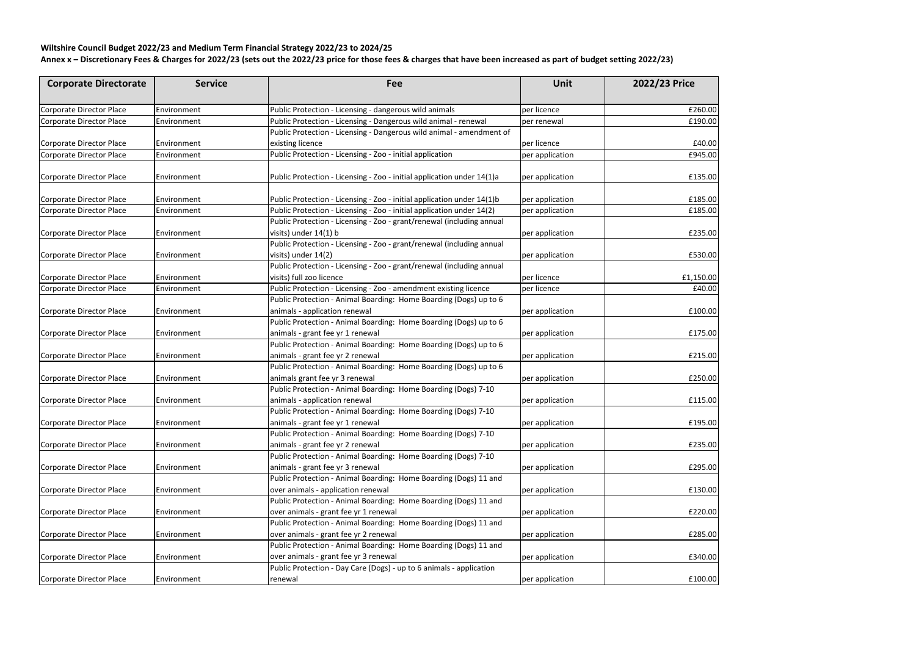**Wiltshire Council Budget 2022/23 and Medium Term Financial Strategy 2022/23 to 2024/25**

**Annex x – Discretionary Fees & Charges for 2022/23 (sets out the 2022/23 price for those fees & charges that have been increased as part of budget setting 2022/23)**

| Corporate Directorate | Service | Fee | Unit | 2022/23 Price |
|---|---|---|---|---|
| Corporate Director Place | Environment | Public Protection - Licensing - dangerous wild animals | per licence | £260.00 |
| Corporate Director Place | Environment | Public Protection - Licensing - Dangerous wild animal - renewal | per renewal | £190.00 |
| Corporate Director Place | Environment | Public Protection - Licensing - Dangerous wild animal - amendment of existing licence | per licence | £40.00 |
| Corporate Director Place | Environment | Public Protection - Licensing - Zoo - initial application | per application | £945.00 |
| Corporate Director Place | Environment | Public Protection - Licensing - Zoo - initial application under 14(1)a | per application | £135.00 |
| Corporate Director Place | Environment | Public Protection - Licensing - Zoo - initial application under 14(1)b | per application | £185.00 |
| Corporate Director Place | Environment | Public Protection - Licensing - Zoo - initial application under 14(2) | per application | £185.00 |
| Corporate Director Place | Environment | Public Protection - Licensing - Zoo - grant/renewal (including annual visits) under 14(1) b | per application | £235.00 |
| Corporate Director Place | Environment | Public Protection - Licensing - Zoo - grant/renewal (including annual visits) under 14(2) | per application | £530.00 |
| Corporate Director Place | Environment | Public Protection - Licensing - Zoo - grant/renewal (including annual visits) full zoo licence | per licence | £1,150.00 |
| Corporate Director Place | Environment | Public Protection - Licensing - Zoo - amendment existing licence | per licence | £40.00 |
| Corporate Director Place | Environment | Public Protection - Animal Boarding: Home Boarding (Dogs) up to 6 animals - application renewal | per application | £100.00 |
| Corporate Director Place | Environment | Public Protection - Animal Boarding: Home Boarding (Dogs) up to 6 animals - grant fee yr 1 renewal | per application | £175.00 |
| Corporate Director Place | Environment | Public Protection - Animal Boarding: Home Boarding (Dogs) up to 6 animals - grant fee yr 2 renewal | per application | £215.00 |
| Corporate Director Place | Environment | Public Protection - Animal Boarding: Home Boarding (Dogs) up to 6 animals grant fee yr 3 renewal | per application | £250.00 |
| Corporate Director Place | Environment | Public Protection - Animal Boarding: Home Boarding (Dogs) 7-10 animals - application renewal | per application | £115.00 |
| Corporate Director Place | Environment | Public Protection - Animal Boarding: Home Boarding (Dogs) 7-10 animals - grant fee yr 1 renewal | per application | £195.00 |
| Corporate Director Place | Environment | Public Protection - Animal Boarding: Home Boarding (Dogs) 7-10 animals - grant fee yr 2 renewal | per application | £235.00 |
| Corporate Director Place | Environment | Public Protection - Animal Boarding: Home Boarding (Dogs) 7-10 animals - grant fee yr 3 renewal | per application | £295.00 |
| Corporate Director Place | Environment | Public Protection - Animal Boarding: Home Boarding (Dogs) 11 and over animals - application renewal | per application | £130.00 |
| Corporate Director Place | Environment | Public Protection - Animal Boarding: Home Boarding (Dogs) 11 and over animals - grant fee yr 1 renewal | per application | £220.00 |
| Corporate Director Place | Environment | Public Protection - Animal Boarding: Home Boarding (Dogs) 11 and over animals - grant fee yr 2 renewal | per application | £285.00 |
| Corporate Director Place | Environment | Public Protection - Animal Boarding: Home Boarding (Dogs) 11 and over animals - grant fee yr 3 renewal | per application | £340.00 |
| Corporate Director Place | Environment | Public Protection - Day Care (Dogs) - up to 6 animals - application renewal | per application | £100.00 |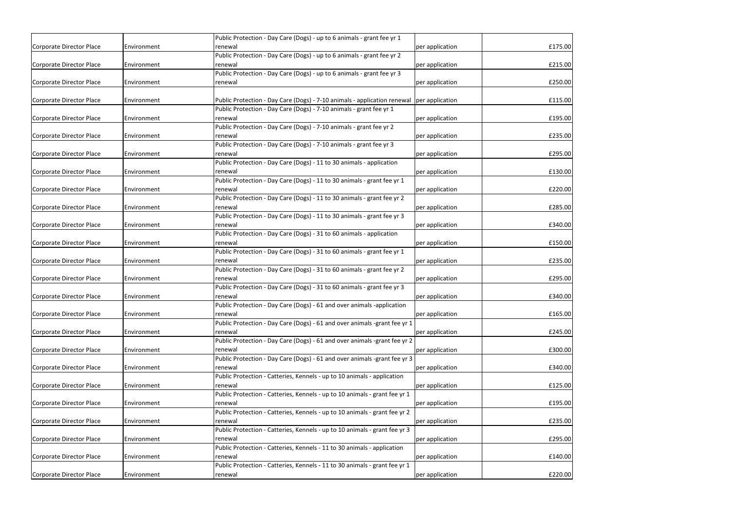| Corporate Director Place | Environment | Public Protection - Day Care (Dogs) - up to 6 animals - grant fee yr 1 renewal | per application | £175.00 |
|---|---|---|---|---|
| Corporate Director Place | Environment | Public Protection - Day Care (Dogs) - up to 6 animals - grant fee yr 2 renewal | per application | £215.00 |
| Corporate Director Place | Environment | Public Protection - Day Care (Dogs) - up to 6 animals - grant fee yr 3 renewal | per application | £250.00 |
| Corporate Director Place | Environment | Public Protection - Day Care (Dogs) - 7-10 animals - application renewal | per application | £115.00 |
| Corporate Director Place | Environment | Public Protection - Day Care (Dogs) - 7-10 animals - grant fee yr 1 renewal | per application | £195.00 |
| Corporate Director Place | Environment | Public Protection - Day Care (Dogs) - 7-10 animals - grant fee yr 2 renewal | per application | £235.00 |
| Corporate Director Place | Environment | Public Protection - Day Care (Dogs) - 7-10 animals - grant fee yr 3 renewal | per application | £295.00 |
| Corporate Director Place | Environment | Public Protection - Day Care (Dogs) - 11 to 30 animals - application renewal | per application | £130.00 |
| Corporate Director Place | Environment | Public Protection - Day Care (Dogs) - 11 to 30 animals - grant fee yr 1 renewal | per application | £220.00 |
| Corporate Director Place | Environment | Public Protection - Day Care (Dogs) - 11 to 30 animals - grant fee yr 2 renewal | per application | £285.00 |
| Corporate Director Place | Environment | Public Protection - Day Care (Dogs) - 11 to 30 animals - grant fee yr 3 renewal | per application | £340.00 |
| Corporate Director Place | Environment | Public Protection - Day Care (Dogs) - 31 to 60 animals - application renewal | per application | £150.00 |
| Corporate Director Place | Environment | Public Protection - Day Care (Dogs) - 31 to 60 animals - grant fee yr 1 renewal | per application | £235.00 |
| Corporate Director Place | Environment | Public Protection - Day Care (Dogs) - 31 to 60 animals - grant fee yr 2 renewal | per application | £295.00 |
| Corporate Director Place | Environment | Public Protection - Day Care (Dogs) - 31 to 60 animals - grant fee yr 3 renewal | per application | £340.00 |
| Corporate Director Place | Environment | Public Protection - Day Care (Dogs) - 61 and over animals -application renewal | per application | £165.00 |
| Corporate Director Place | Environment | Public Protection - Day Care (Dogs) - 61 and over animals -grant fee yr 1 renewal | per application | £245.00 |
| Corporate Director Place | Environment | Public Protection - Day Care (Dogs) - 61 and over animals -grant fee yr 2 renewal | per application | £300.00 |
| Corporate Director Place | Environment | Public Protection - Day Care (Dogs) - 61 and over animals -grant fee yr 3 renewal | per application | £340.00 |
| Corporate Director Place | Environment | Public Protection - Catteries, Kennels - up to 10 animals - application renewal | per application | £125.00 |
| Corporate Director Place | Environment | Public Protection - Catteries, Kennels - up to 10 animals - grant fee yr 1 renewal | per application | £195.00 |
| Corporate Director Place | Environment | Public Protection - Catteries, Kennels - up to 10 animals - grant fee yr 2 renewal | per application | £235.00 |
| Corporate Director Place | Environment | Public Protection - Catteries, Kennels - up to 10 animals - grant fee yr 3 renewal | per application | £295.00 |
| Corporate Director Place | Environment | Public Protection - Catteries, Kennels - 11 to 30 animals - application renewal | per application | £140.00 |
| Corporate Director Place | Environment | Public Protection - Catteries, Kennels - 11 to 30 animals - grant fee yr 1 renewal | per application | £220.00 |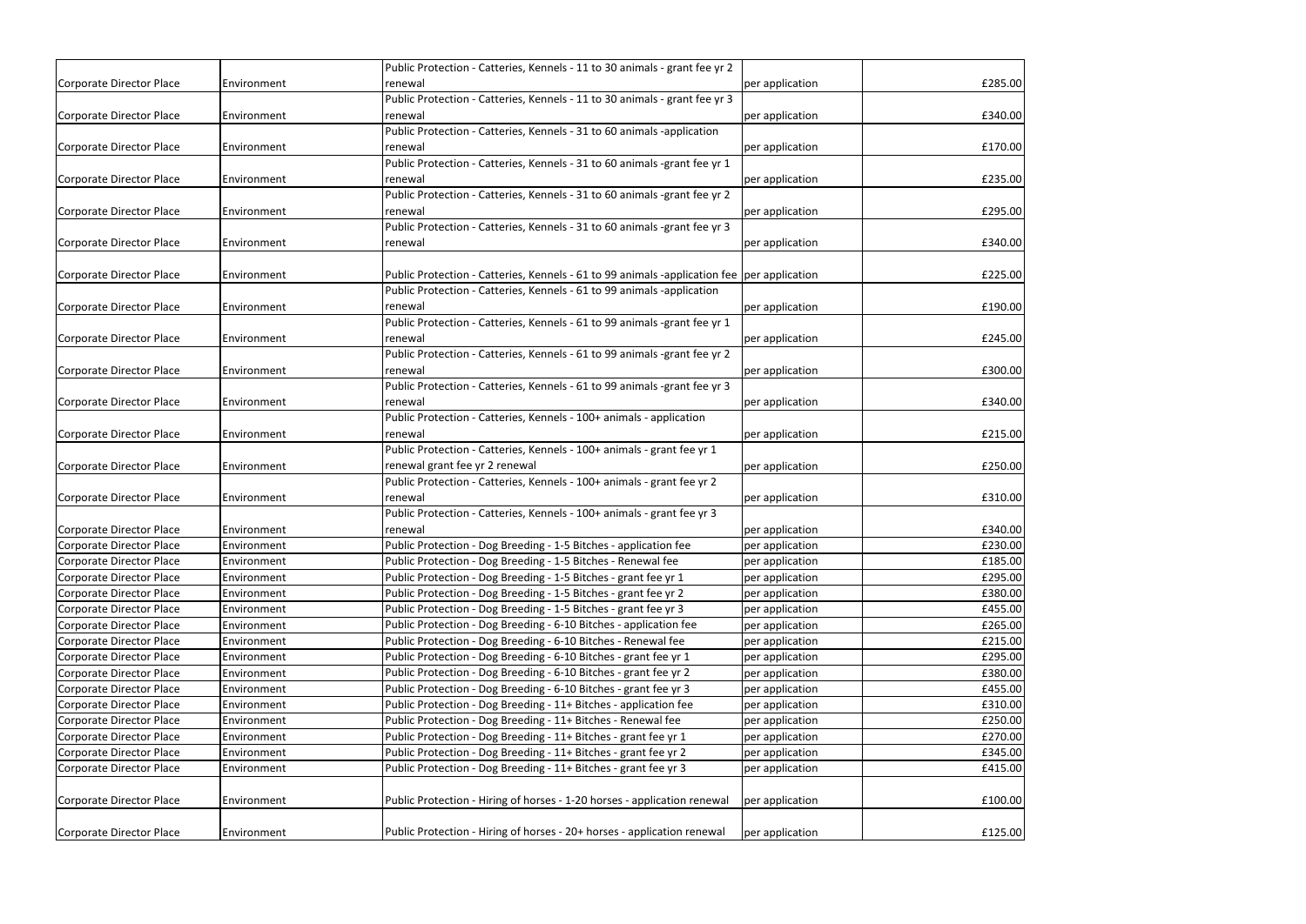| | | | | |
|---|---|---|---|---|
| Corporate Director Place | Environment | Public Protection - Catteries, Kennels - 11 to 30 animals - grant fee yr 2 renewal | per application | £285.00 |
| Corporate Director Place | Environment | Public Protection - Catteries, Kennels - 11 to 30 animals - grant fee yr 3 renewal | per application | £340.00 |
| Corporate Director Place | Environment | Public Protection - Catteries, Kennels - 31 to 60 animals -application renewal | per application | £170.00 |
| Corporate Director Place | Environment | Public Protection - Catteries, Kennels - 31 to 60 animals -grant fee yr 1 renewal | per application | £235.00 |
| Corporate Director Place | Environment | Public Protection - Catteries, Kennels - 31 to 60 animals -grant fee yr 2 renewal | per application | £295.00 |
| Corporate Director Place | Environment | Public Protection - Catteries, Kennels - 31 to 60 animals -grant fee yr 3 renewal | per application | £340.00 |
| Corporate Director Place | Environment | Public Protection - Catteries, Kennels - 61 to 99 animals -application fee | per application | £225.00 |
| Corporate Director Place | Environment | Public Protection - Catteries, Kennels - 61 to 99 animals -application renewal | per application | £190.00 |
| Corporate Director Place | Environment | Public Protection - Catteries, Kennels - 61 to 99 animals -grant fee yr 1 renewal | per application | £245.00 |
| Corporate Director Place | Environment | Public Protection - Catteries, Kennels - 61 to 99 animals -grant fee yr 2 renewal | per application | £300.00 |
| Corporate Director Place | Environment | Public Protection - Catteries, Kennels - 61 to 99 animals -grant fee yr 3 renewal | per application | £340.00 |
| Corporate Director Place | Environment | Public Protection - Catteries, Kennels - 100+ animals - application renewal | per application | £215.00 |
| Corporate Director Place | Environment | Public Protection - Catteries, Kennels - 100+ animals - grant fee yr 1 renewal grant fee yr 2 renewal | per application | £250.00 |
| Corporate Director Place | Environment | Public Protection - Catteries, Kennels - 100+ animals - grant fee yr 2 renewal | per application | £310.00 |
| Corporate Director Place | Environment | Public Protection - Catteries, Kennels - 100+ animals - grant fee yr 3 renewal | per application | £340.00 |
| Corporate Director Place | Environment | Public Protection - Dog Breeding - 1-5 Bitches - application fee | per application | £230.00 |
| Corporate Director Place | Environment | Public Protection - Dog Breeding - 1-5 Bitches - Renewal fee | per application | £185.00 |
| Corporate Director Place | Environment | Public Protection - Dog Breeding - 1-5 Bitches - grant fee yr 1 | per application | £295.00 |
| Corporate Director Place | Environment | Public Protection - Dog Breeding - 1-5 Bitches - grant fee yr 2 | per application | £380.00 |
| Corporate Director Place | Environment | Public Protection - Dog Breeding - 1-5 Bitches - grant fee yr 3 | per application | £455.00 |
| Corporate Director Place | Environment | Public Protection - Dog Breeding - 6-10 Bitches - application fee | per application | £265.00 |
| Corporate Director Place | Environment | Public Protection - Dog Breeding - 6-10 Bitches - Renewal fee | per application | £215.00 |
| Corporate Director Place | Environment | Public Protection - Dog Breeding - 6-10 Bitches - grant fee yr 1 | per application | £295.00 |
| Corporate Director Place | Environment | Public Protection - Dog Breeding - 6-10 Bitches - grant fee yr 2 | per application | £380.00 |
| Corporate Director Place | Environment | Public Protection - Dog Breeding - 6-10 Bitches - grant fee yr 3 | per application | £455.00 |
| Corporate Director Place | Environment | Public Protection - Dog Breeding - 11+ Bitches - application fee | per application | £310.00 |
| Corporate Director Place | Environment | Public Protection - Dog Breeding - 11+ Bitches - Renewal fee | per application | £250.00 |
| Corporate Director Place | Environment | Public Protection - Dog Breeding - 11+ Bitches - grant fee yr 1 | per application | £270.00 |
| Corporate Director Place | Environment | Public Protection - Dog Breeding - 11+ Bitches - grant fee yr 2 | per application | £345.00 |
| Corporate Director Place | Environment | Public Protection - Dog Breeding - 11+ Bitches - grant fee yr 3 | per application | £415.00 |
| Corporate Director Place | Environment | Public Protection - Hiring of horses - 1-20 horses - application renewal | per application | £100.00 |
| Corporate Director Place | Environment | Public Protection - Hiring of horses - 20+ horses - application renewal | per application | £125.00 |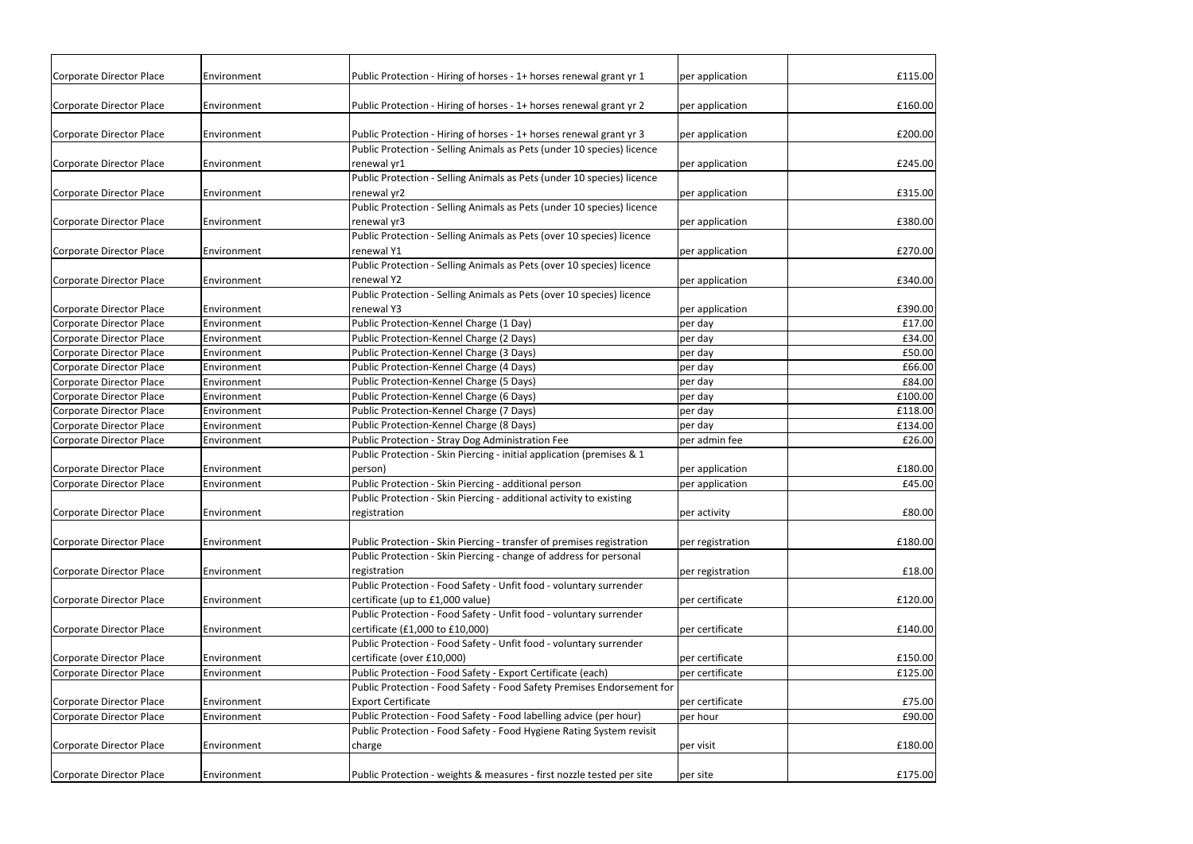| | | | | |
|---|---|---|---|---|
| Corporate Director Place | Environment | Public Protection - Hiring of horses - 1+ horses renewal grant yr 1 | per application | £115.00 |
| Corporate Director Place | Environment | Public Protection - Hiring of horses - 1+ horses renewal grant yr 2 | per application | £160.00 |
| Corporate Director Place | Environment | Public Protection - Hiring of horses - 1+ horses renewal grant yr 3 | per application | £200.00 |
| Corporate Director Place | Environment | Public Protection - Selling Animals as Pets (under 10 species) licence renewal yr1 | per application | £245.00 |
| Corporate Director Place | Environment | Public Protection - Selling Animals as Pets (under 10 species) licence renewal yr2 | per application | £315.00 |
| Corporate Director Place | Environment | Public Protection - Selling Animals as Pets (under 10 species) licence renewal yr3 | per application | £380.00 |
| Corporate Director Place | Environment | Public Protection - Selling Animals as Pets (over 10 species) licence renewal Y1 | per application | £270.00 |
| Corporate Director Place | Environment | Public Protection - Selling Animals as Pets (over 10 species) licence renewal Y2 | per application | £340.00 |
| Corporate Director Place | Environment | Public Protection - Selling Animals as Pets (over 10 species) licence renewal Y3 | per application | £390.00 |
| Corporate Director Place | Environment | Public Protection-Kennel Charge (1 Day) | per day | £17.00 |
| Corporate Director Place | Environment | Public Protection-Kennel Charge (2 Days) | per day | £34.00 |
| Corporate Director Place | Environment | Public Protection-Kennel Charge (3 Days) | per day | £50.00 |
| Corporate Director Place | Environment | Public Protection-Kennel Charge (4 Days) | per day | £66.00 |
| Corporate Director Place | Environment | Public Protection-Kennel Charge (5 Days) | per day | £84.00 |
| Corporate Director Place | Environment | Public Protection-Kennel Charge (6 Days) | per day | £100.00 |
| Corporate Director Place | Environment | Public Protection-Kennel Charge (7 Days) | per day | £118.00 |
| Corporate Director Place | Environment | Public Protection-Kennel Charge (8 Days) | per day | £134.00 |
| Corporate Director Place | Environment | Public Protection - Stray Dog Administration Fee | per admin fee | £26.00 |
| Corporate Director Place | Environment | Public Protection - Skin Piercing - initial application (premises & 1 person) | per application | £180.00 |
| Corporate Director Place | Environment | Public Protection - Skin Piercing - additional person | per application | £45.00 |
| Corporate Director Place | Environment | Public Protection - Skin Piercing - additional activity to existing registration | per activity | £80.00 |
| Corporate Director Place | Environment | Public Protection - Skin Piercing - transfer of premises registration | per registration | £180.00 |
| Corporate Director Place | Environment | Public Protection - Skin Piercing - change of address for personal registration | per registration | £18.00 |
| Corporate Director Place | Environment | Public Protection - Food Safety - Unfit food - voluntary surrender certificate (up to £1,000 value) | per certificate | £120.00 |
| Corporate Director Place | Environment | Public Protection - Food Safety - Unfit food - voluntary surrender certificate (£1,000 to £10,000) | per certificate | £140.00 |
| Corporate Director Place | Environment | Public Protection - Food Safety - Unfit food - voluntary surrender certificate (over £10,000) | per certificate | £150.00 |
| Corporate Director Place | Environment | Public Protection - Food Safety - Export Certificate (each) | per certificate | £125.00 |
| Corporate Director Place | Environment | Public Protection - Food Safety - Food Safety Premises Endorsement for Export Certificate | per certificate | £75.00 |
| Corporate Director Place | Environment | Public Protection - Food Safety - Food labelling advice (per hour) | per hour | £90.00 |
| Corporate Director Place | Environment | Public Protection - Food Safety - Food Hygiene Rating System revisit charge | per visit | £180.00 |
| Corporate Director Place | Environment | Public Protection - weights & measures - first nozzle tested per site | per site | £175.00 |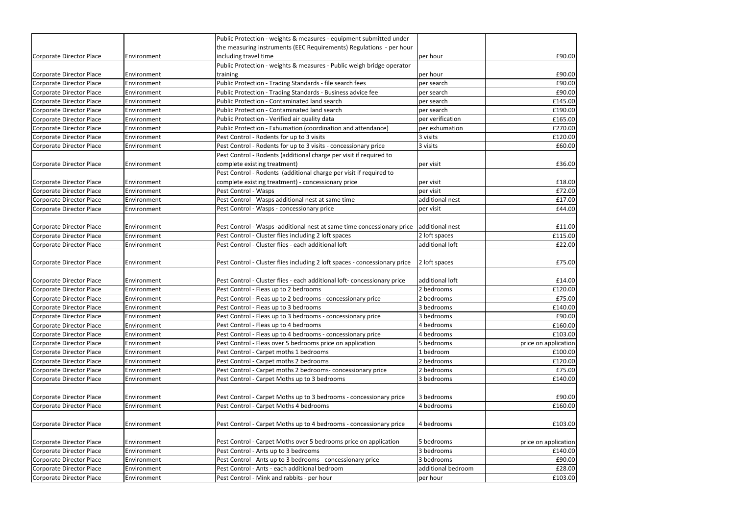| | | | | |
|---|---|---|---|---|
| Corporate Director Place | Environment | Public Protection - weights & measures - equipment submitted under the measuring instruments (EEC Requirements) Regulations - per hour including travel time | per hour | £90.00 |
| Corporate Director Place | Environment | Public Protection - weights & measures - Public weigh bridge operator training | per hour | £90.00 |
| Corporate Director Place | Environment | Public Protection - Trading Standards - file search fees | per search | £90.00 |
| Corporate Director Place | Environment | Public Protection - Trading Standards - Business advice fee | per search | £90.00 |
| Corporate Director Place | Environment | Public Protection - Contaminated land search | per search | £145.00 |
| Corporate Director Place | Environment | Public Protection - Contaminated land search | per search | £190.00 |
| Corporate Director Place | Environment | Public Protection - Verified air quality data | per verification | £165.00 |
| Corporate Director Place | Environment | Public Protection - Exhumation (coordination and attendance) | per exhumation | £270.00 |
| Corporate Director Place | Environment | Pest Control - Rodents for up to 3 visits | 3 visits | £120.00 |
| Corporate Director Place | Environment | Pest Control - Rodents for up to 3 visits - concessionary price | 3 visits | £60.00 |
| Corporate Director Place | Environment | Pest Control - Rodents (additional charge per visit if required to complete existing treatment) | per visit | £36.00 |
| Corporate Director Place | Environment | Pest Control - Rodents (additional charge per visit if required to complete existing treatment) - concessionary price | per visit | £18.00 |
| Corporate Director Place | Environment | Pest Control - Wasps | per visit | £72.00 |
| Corporate Director Place | Environment | Pest Control - Wasps additional nest at same time | additional nest | £17.00 |
| Corporate Director Place | Environment | Pest Control - Wasps - concessionary price | per visit | £44.00 |
| Corporate Director Place | Environment | Pest Control - Wasps -additional nest at same time concessionary price | additional nest | £11.00 |
| Corporate Director Place | Environment | Pest Control - Cluster flies including 2 loft spaces | 2 loft spaces | £115.00 |
| Corporate Director Place | Environment | Pest Control - Cluster flies - each additional loft | additional loft | £22.00 |
| Corporate Director Place | Environment | Pest Control - Cluster flies including 2 loft spaces - concessionary price | 2 loft spaces | £75.00 |
| Corporate Director Place | Environment | Pest Control - Cluster flies - each additional loft- concessionary price | additional loft | £14.00 |
| Corporate Director Place | Environment | Pest Control - Fleas up to 2 bedrooms | 2 bedrooms | £120.00 |
| Corporate Director Place | Environment | Pest Control - Fleas up to 2 bedrooms - concessionary price | 2 bedrooms | £75.00 |
| Corporate Director Place | Environment | Pest Control - Fleas up to 3 bedrooms | 3 bedrooms | £140.00 |
| Corporate Director Place | Environment | Pest Control - Fleas up to 3 bedrooms - concessionary price | 3 bedrooms | £90.00 |
| Corporate Director Place | Environment | Pest Control - Fleas up to 4 bedrooms | 4 bedrooms | £160.00 |
| Corporate Director Place | Environment | Pest Control - Fleas up to 4 bedrooms - concessionary price | 4 bedrooms | £103.00 |
| Corporate Director Place | Environment | Pest Control - Fleas over 5 bedrooms price on application | 5 bedrooms | price on application |
| Corporate Director Place | Environment | Pest Control - Carpet moths 1 bedrooms | 1 bedroom | £100.00 |
| Corporate Director Place | Environment | Pest Control - Carpet moths 2 bedrooms | 2 bedrooms | £120.00 |
| Corporate Director Place | Environment | Pest Control - Carpet moths 2 bedrooms- concessionary price | 2 bedrooms | £75.00 |
| Corporate Director Place | Environment | Pest Control - Carpet Moths up to 3 bedrooms | 3 bedrooms | £140.00 |
| Corporate Director Place | Environment | Pest Control - Carpet Moths up to 3 bedrooms - concessionary price | 3 bedrooms | £90.00 |
| Corporate Director Place | Environment | Pest Control - Carpet Moths 4 bedrooms | 4 bedrooms | £160.00 |
| Corporate Director Place | Environment | Pest Control - Carpet Moths up to 4 bedrooms - concessionary price | 4 bedrooms | £103.00 |
| Corporate Director Place | Environment | Pest Control - Carpet Moths over 5 bedrooms price on application | 5 bedrooms | price on application |
| Corporate Director Place | Environment | Pest Control - Ants up to 3 bedrooms | 3 bedrooms | £140.00 |
| Corporate Director Place | Environment | Pest Control - Ants up to 3 bedrooms - concessionary price | 3 bedrooms | £90.00 |
| Corporate Director Place | Environment | Pest Control - Ants - each additional bedroom | additional bedroom | £28.00 |
| Corporate Director Place | Environment | Pest Control - Mink and rabbits - per hour | per hour | £103.00 |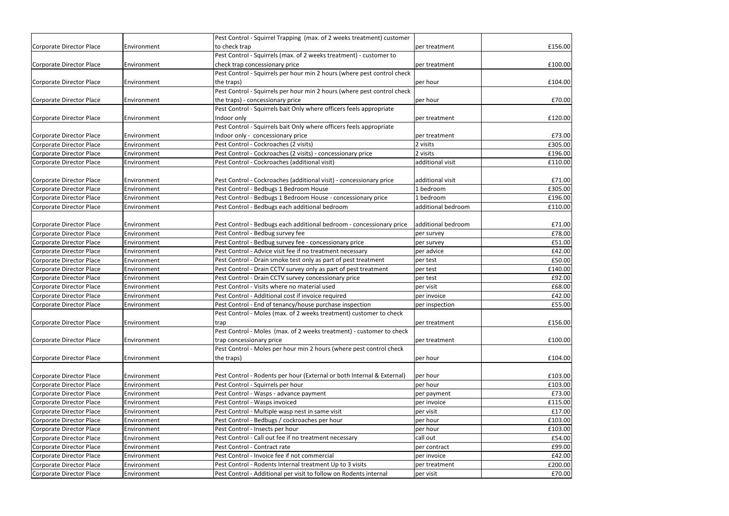| | | | | |
|---|---|---|---|---|
| Corporate Director Place | Environment | Pest Control - Squirrel Trapping (max. of 2 weeks treatment) customer to check trap | per treatment | £156.00 |
| Corporate Director Place | Environment | Pest Control - Squirrels (max. of 2 weeks treatment) - customer to check trap concessionary price | per treatment | £100.00 |
| Corporate Director Place | Environment | Pest Control - Squirrels per hour min 2 hours (where pest control check the traps) | per hour | £104.00 |
| Corporate Director Place | Environment | Pest Control - Squirrels per hour min 2 hours (where pest control check the traps) - concessionary price | per hour | £70.00 |
| Corporate Director Place | Environment | Pest Control - Squirrels bait Only where officers feels appropriate Indoor only | per treatment | £120.00 |
| Corporate Director Place | Environment | Pest Control - Squirrels bait Only where officers feels appropriate Indoor only - concessionary price | per treatment | £73.00 |
| Corporate Director Place | Environment | Pest Control - Cockroaches (2 visits) | 2 visits | £305.00 |
| Corporate Director Place | Environment | Pest Control - Cockroaches (2 visits) - concessionary price | 2 visits | £196.00 |
| Corporate Director Place | Environment | Pest Control - Cockroaches (additional visit) | additional visit | £110.00 |
| Corporate Director Place | Environment | Pest Control - Cockroaches (additional visit) - concessionary price | additional visit | £71.00 |
| Corporate Director Place | Environment | Pest Control - Bedbugs 1 Bedroom House | 1 bedroom | £305.00 |
| Corporate Director Place | Environment | Pest Control - Bedbugs 1 Bedroom House - concessionary price | 1 bedroom | £196.00 |
| Corporate Director Place | Environment | Pest Control - Bedbugs each additional bedroom | additional bedroom | £110.00 |
| Corporate Director Place | Environment | Pest Control - Bedbugs each additional bedroom - concessionary price | additional bedroom | £71.00 |
| Corporate Director Place | Environment | Pest Control - Bedbug survey fee | per survey | £78.00 |
| Corporate Director Place | Environment | Pest Control - Bedbug survey fee - concessionary price | per survey | £51.00 |
| Corporate Director Place | Environment | Pest Control - Advice visit fee if no treatment necessary | per advice | £42.00 |
| Corporate Director Place | Environment | Pest Control - Drain smoke test only as part of pest treatment | per test | £50.00 |
| Corporate Director Place | Environment | Pest Control - Drain CCTV survey only as part of pest treatment | per test | £140.00 |
| Corporate Director Place | Environment | Pest Control - Drain CCTV survey concessionary price | per test | £92.00 |
| Corporate Director Place | Environment | Pest Control - Visits where no material used | per visit | £68.00 |
| Corporate Director Place | Environment | Pest Control - Additional cost if invoice required | per invoice | £42.00 |
| Corporate Director Place | Environment | Pest Control - End of tenancy/house purchase inspection | per inspection | £55.00 |
| Corporate Director Place | Environment | Pest Control - Moles (max. of 2 weeks treatment) customer to check trap | per treatment | £156.00 |
| Corporate Director Place | Environment | Pest Control - Moles (max. of 2 weeks treatment) - customer to check trap concessionary price | per treatment | £100.00 |
| Corporate Director Place | Environment | Pest Control - Moles per hour min 2 hours (where pest control check the traps) | per hour | £104.00 |
| Corporate Director Place | Environment | Pest Control - Rodents per hour (External or both Internal & External) | per hour | £103.00 |
| Corporate Director Place | Environment | Pest Control - Squirrels per hour | per hour | £103.00 |
| Corporate Director Place | Environment | Pest Control - Wasps - advance payment | per payment | £73.00 |
| Corporate Director Place | Environment | Pest Control - Wasps invoiced | per invoice | £115.00 |
| Corporate Director Place | Environment | Pest Control - Multiple wasp nest in same visit | per visit | £17.00 |
| Corporate Director Place | Environment | Pest Control - Bedbugs / cockroaches per hour | per hour | £103.00 |
| Corporate Director Place | Environment | Pest Control - Insects per hour | per hour | £103.00 |
| Corporate Director Place | Environment | Pest Control - Call out fee if no treatment necessary | call out | £54.00 |
| Corporate Director Place | Environment | Pest Control - Contract rate | per contract | £99.00 |
| Corporate Director Place | Environment | Pest Control - Invoice fee if not commercial | per invoice | £42.00 |
| Corporate Director Place | Environment | Pest Control - Rodents Internal treatment Up to 3 visits | per treatment | £200.00 |
| Corporate Director Place | Environment | Pest Control - Additional per visit to follow on Rodents internal | per visit | £70.00 |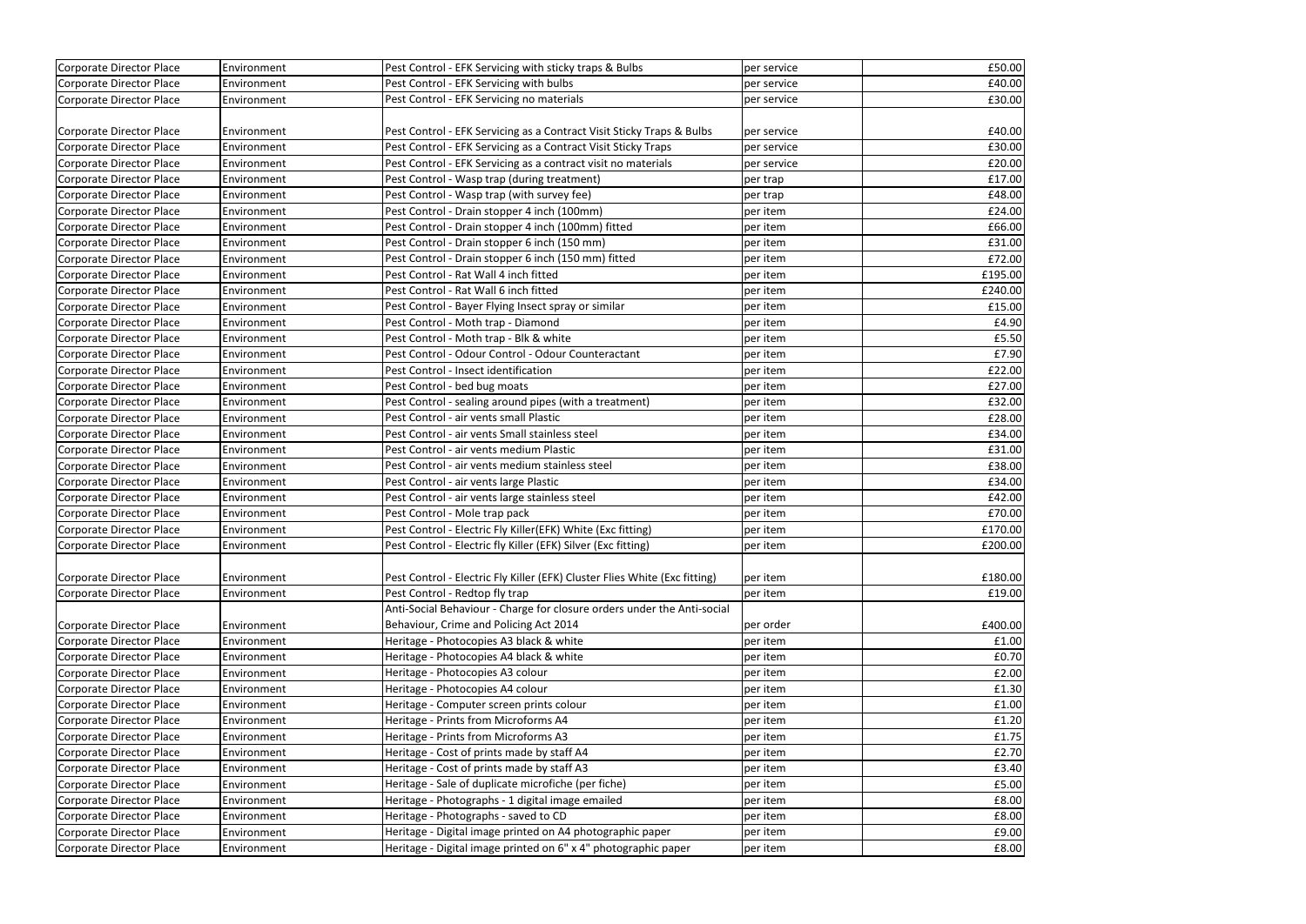| Corporate Director Place | Environment | Pest Control - EFK Servicing with sticky traps & Bulbs | per service | £50.00 |
|---|---|---|---|---|
| Corporate Director Place | Environment | Pest Control - EFK Servicing with bulbs | per service | £40.00 |
| Corporate Director Place | Environment | Pest Control - EFK Servicing no materials | per service | £30.00 |
| Corporate Director Place | Environment | Pest Control - EFK Servicing as a Contract Visit Sticky Traps & Bulbs | per service | £40.00 |
| Corporate Director Place | Environment | Pest Control - EFK Servicing as a Contract Visit Sticky Traps | per service | £30.00 |
| Corporate Director Place | Environment | Pest Control - EFK Servicing as a contract visit no materials | per service | £20.00 |
| Corporate Director Place | Environment | Pest Control - Wasp trap (during treatment) | per trap | £17.00 |
| Corporate Director Place | Environment | Pest Control - Wasp trap (with survey fee) | per trap | £48.00 |
| Corporate Director Place | Environment | Pest Control - Drain stopper 4 inch (100mm) | per item | £24.00 |
| Corporate Director Place | Environment | Pest Control - Drain stopper 4 inch (100mm) fitted | per item | £66.00 |
| Corporate Director Place | Environment | Pest Control - Drain stopper 6 inch (150 mm) | per item | £31.00 |
| Corporate Director Place | Environment | Pest Control - Drain stopper 6 inch (150 mm) fitted | per item | £72.00 |
| Corporate Director Place | Environment | Pest Control - Rat Wall 4 inch fitted | per item | £195.00 |
| Corporate Director Place | Environment | Pest Control - Rat Wall 6 inch fitted | per item | £240.00 |
| Corporate Director Place | Environment | Pest Control - Bayer Flying Insect spray or similar | per item | £15.00 |
| Corporate Director Place | Environment | Pest Control - Moth trap - Diamond | per item | £4.90 |
| Corporate Director Place | Environment | Pest Control - Moth trap - Blk & white | per item | £5.50 |
| Corporate Director Place | Environment | Pest Control - Odour Control - Odour Counteractant | per item | £7.90 |
| Corporate Director Place | Environment | Pest Control - Insect identification | per item | £22.00 |
| Corporate Director Place | Environment | Pest Control - bed bug moats | per item | £27.00 |
| Corporate Director Place | Environment | Pest Control - sealing around pipes (with a treatment) | per item | £32.00 |
| Corporate Director Place | Environment | Pest Control - air vents small Plastic | per item | £28.00 |
| Corporate Director Place | Environment | Pest Control - air vents Small stainless steel | per item | £34.00 |
| Corporate Director Place | Environment | Pest Control - air vents medium Plastic | per item | £31.00 |
| Corporate Director Place | Environment | Pest Control - air vents medium stainless steel | per item | £38.00 |
| Corporate Director Place | Environment | Pest Control - air vents large Plastic | per item | £34.00 |
| Corporate Director Place | Environment | Pest Control - air vents large stainless steel | per item | £42.00 |
| Corporate Director Place | Environment | Pest Control - Mole trap pack | per item | £70.00 |
| Corporate Director Place | Environment | Pest Control - Electric Fly Killer(EFK) White (Exc fitting) | per item | £170.00 |
| Corporate Director Place | Environment | Pest Control - Electric fly Killer (EFK) Silver (Exc fitting) | per item | £200.00 |
| Corporate Director Place | Environment | Pest Control - Electric Fly Killer (EFK) Cluster Flies White (Exc fitting) | per item | £180.00 |
| Corporate Director Place | Environment | Pest Control - Redtop fly trap | per item | £19.00 |
| Corporate Director Place | Environment | Anti-Social Behaviour - Charge for closure orders under the Anti-social Behaviour, Crime and Policing Act 2014 | per order | £400.00 |
| Corporate Director Place | Environment | Heritage - Photocopies A3 black & white | per item | £1.00 |
| Corporate Director Place | Environment | Heritage - Photocopies A4 black & white | per item | £0.70 |
| Corporate Director Place | Environment | Heritage - Photocopies A3 colour | per item | £2.00 |
| Corporate Director Place | Environment | Heritage - Photocopies A4 colour | per item | £1.30 |
| Corporate Director Place | Environment | Heritage - Computer screen prints colour | per item | £1.00 |
| Corporate Director Place | Environment | Heritage - Prints from Microforms A4 | per item | £1.20 |
| Corporate Director Place | Environment | Heritage - Prints from Microforms A3 | per item | £1.75 |
| Corporate Director Place | Environment | Heritage - Cost of prints made by staff A4 | per item | £2.70 |
| Corporate Director Place | Environment | Heritage - Cost of prints made by staff A3 | per item | £3.40 |
| Corporate Director Place | Environment | Heritage - Sale of duplicate microfiche (per fiche) | per item | £5.00 |
| Corporate Director Place | Environment | Heritage - Photographs - 1 digital image emailed | per item | £8.00 |
| Corporate Director Place | Environment | Heritage - Photographs - saved to CD | per item | £8.00 |
| Corporate Director Place | Environment | Heritage - Digital image printed on A4 photographic paper | per item | £9.00 |
| Corporate Director Place | Environment | Heritage - Digital image printed on 6" x 4" photographic paper | per item | £8.00 |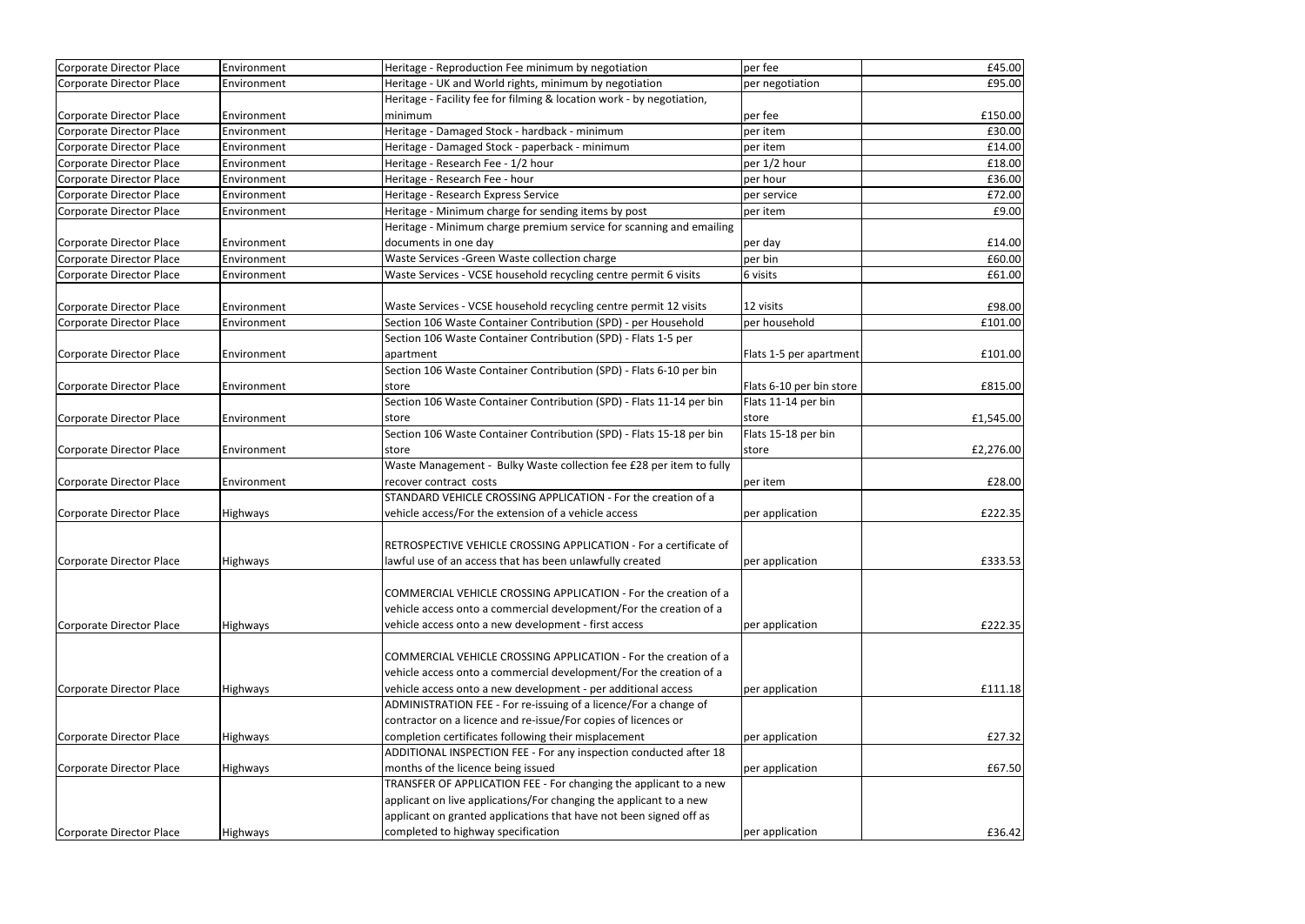| Corporate Director Place | Environment | Heritage - Reproduction Fee minimum by negotiation | per fee | £45.00 |
|---|---|---|---|---|
| Corporate Director Place | Environment | Heritage - UK and World rights, minimum by negotiation | per negotiation | £95.00 |
| Corporate Director Place | Environment | Heritage - Facility fee for filming & location work - by negotiation, minimum | per fee | £150.00 |
| Corporate Director Place | Environment | Heritage - Damaged Stock - hardback - minimum | per item | £30.00 |
| Corporate Director Place | Environment | Heritage - Damaged Stock - paperback - minimum | per item | £14.00 |
| Corporate Director Place | Environment | Heritage - Research Fee - 1/2 hour | per 1/2 hour | £18.00 |
| Corporate Director Place | Environment | Heritage - Research Fee - hour | per hour | £36.00 |
| Corporate Director Place | Environment | Heritage - Research Express Service | per service | £72.00 |
| Corporate Director Place | Environment | Heritage - Minimum charge for sending items by post | per item | £9.00 |
| Corporate Director Place | Environment | Heritage - Minimum charge premium service for scanning and emailing documents in one day | per day | £14.00 |
| Corporate Director Place | Environment | Waste Services -Green Waste collection charge | per bin | £60.00 |
| Corporate Director Place | Environment | Waste Services - VCSE household recycling centre permit 6 visits | 6 visits | £61.00 |
| Corporate Director Place | Environment | Waste Services - VCSE household recycling centre permit 12 visits | 12 visits | £98.00 |
| Corporate Director Place | Environment | Section 106 Waste Container Contribution (SPD) - per Household | per household | £101.00 |
| Corporate Director Place | Environment | Section 106 Waste Container Contribution (SPD) - Flats 1-5 per apartment | Flats 1-5 per apartment | £101.00 |
| Corporate Director Place | Environment | Section 106 Waste Container Contribution (SPD) - Flats 6-10 per bin store | Flats 6-10 per bin store | £815.00 |
| Corporate Director Place | Environment | Section 106 Waste Container Contribution (SPD) - Flats 11-14 per bin store | Flats 11-14 per bin store | £1,545.00 |
| Corporate Director Place | Environment | Section 106 Waste Container Contribution (SPD) - Flats 15-18 per bin store | Flats 15-18 per bin store | £2,276.00 |
| Corporate Director Place | Environment | Waste Management - Bulky Waste collection fee £28 per item to fully recover contract costs | per item | £28.00 |
| Corporate Director Place | Highways | STANDARD VEHICLE CROSSING APPLICATION - For the creation of a vehicle access/For the extension of a vehicle access | per application | £222.35 |
| Corporate Director Place | Highways | RETROSPECTIVE VEHICLE CROSSING APPLICATION - For a certificate of lawful use of an access that has been unlawfully created | per application | £333.53 |
| Corporate Director Place | Highways | COMMERCIAL VEHICLE CROSSING APPLICATION - For the creation of a vehicle access onto a commercial development/For the creation of a vehicle access onto a new development - first access | per application | £222.35 |
| Corporate Director Place | Highways | COMMERCIAL VEHICLE CROSSING APPLICATION - For the creation of a vehicle access onto a commercial development/For the creation of a vehicle access onto a new development - per additional access | per application | £111.18 |
| Corporate Director Place | Highways | ADMINISTRATION FEE - For re-issuing of a licence/For a change of contractor on a licence and re-issue/For copies of licences or completion certificates following their misplacement | per application | £27.32 |
| Corporate Director Place | Highways | ADDITIONAL INSPECTION FEE - For any inspection conducted after 18 months of the licence being issued | per application | £67.50 |
| Corporate Director Place | Highways | TRANSFER OF APPLICATION FEE - For changing the applicant to a new applicant on live applications/For changing the applicant to a new applicant on granted applications that have not been signed off as completed to highway specification | per application | £36.42 |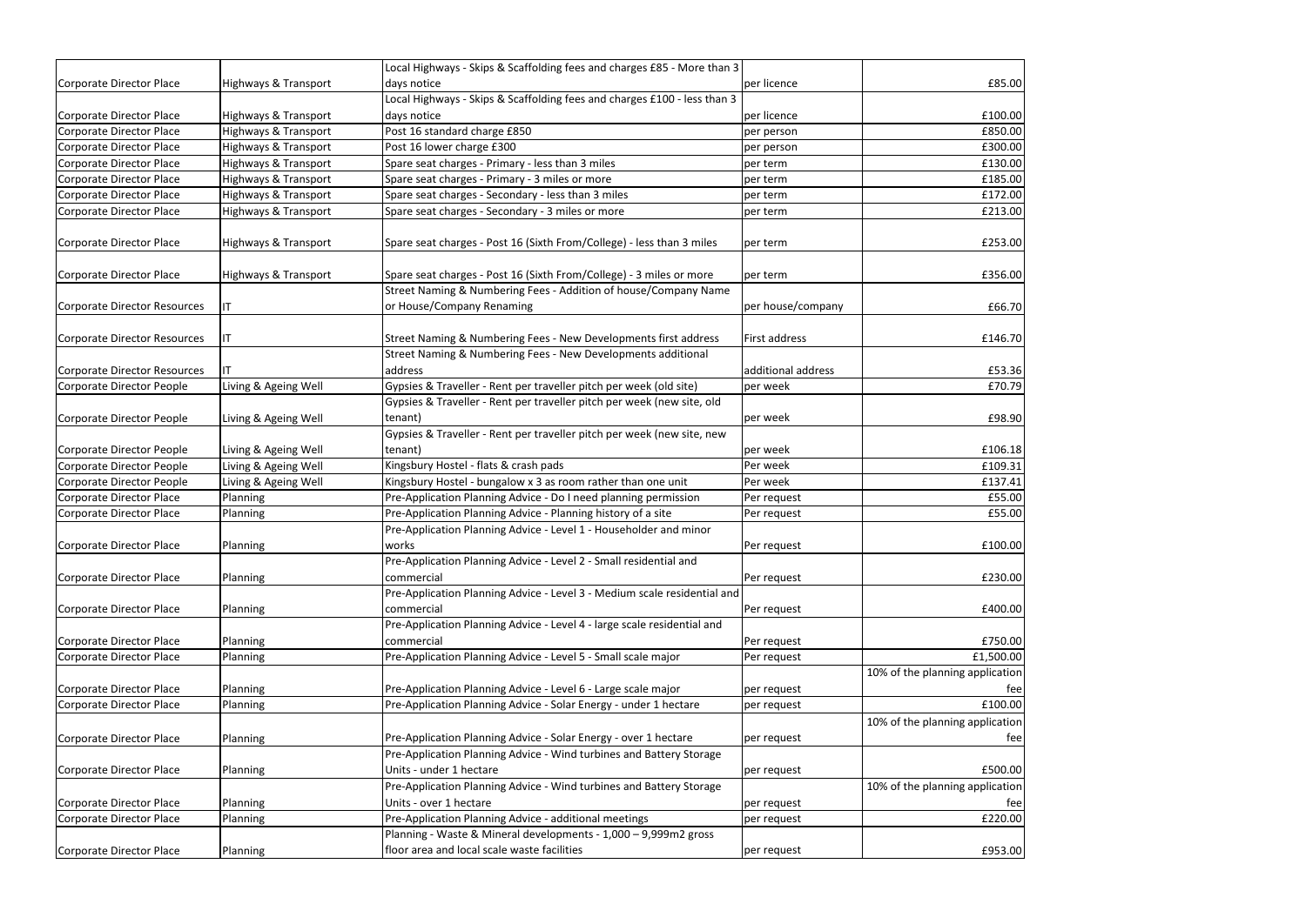| | | | | |
|---|---|---|---|---|
| Corporate Director Place | Highways & Transport | Local Highways - Skips & Scaffolding fees and charges £85 - More than 3 days notice | per licence | £85.00 |
| Corporate Director Place | Highways & Transport | Local Highways - Skips & Scaffolding fees and charges £100 - less than 3 days notice | per licence | £100.00 |
| Corporate Director Place | Highways & Transport | Post 16 standard charge £850 | per person | £850.00 |
| Corporate Director Place | Highways & Transport | Post 16 lower charge £300 | per person | £300.00 |
| Corporate Director Place | Highways & Transport | Spare seat charges - Primary - less than 3 miles | per term | £130.00 |
| Corporate Director Place | Highways & Transport | Spare seat charges - Primary - 3 miles or more | per term | £185.00 |
| Corporate Director Place | Highways & Transport | Spare seat charges - Secondary - less than 3 miles | per term | £172.00 |
| Corporate Director Place | Highways & Transport | Spare seat charges - Secondary - 3 miles or more | per term | £213.00 |
| Corporate Director Place | Highways & Transport | Spare seat charges - Post 16 (Sixth From/College) - less than 3 miles | per term | £253.00 |
| Corporate Director Place | Highways & Transport | Spare seat charges - Post 16 (Sixth From/College) - 3 miles or more | per term | £356.00 |
| Corporate Director Resources | IT | Street Naming & Numbering Fees - Addition of house/Company Name or House/Company Renaming | per house/company | £66.70 |
| Corporate Director Resources | IT | Street Naming & Numbering Fees - New Developments first address | First address | £146.70 |
| Corporate Director Resources | IT | Street Naming & Numbering Fees - New Developments additional address | additional address | £53.36 |
| Corporate Director People | Living & Ageing Well | Gypsies & Traveller - Rent per traveller pitch per week (old site) | per week | £70.79 |
| Corporate Director People | Living & Ageing Well | Gypsies & Traveller - Rent per traveller pitch per week (new site, old tenant) | per week | £98.90 |
| Corporate Director People | Living & Ageing Well | Gypsies & Traveller - Rent per traveller pitch per week (new site, new tenant) | per week | £106.18 |
| Corporate Director People | Living & Ageing Well | Kingsbury Hostel - flats & crash pads | Per week | £109.31 |
| Corporate Director People | Living & Ageing Well | Kingsbury Hostel - bungalow x 3 as room rather than one unit | Per week | £137.41 |
| Corporate Director Place | Planning | Pre-Application Planning Advice - Do I need planning permission | Per request | £55.00 |
| Corporate Director Place | Planning | Pre-Application Planning Advice - Planning history of a site | Per request | £55.00 |
| Corporate Director Place | Planning | Pre-Application Planning Advice - Level 1 - Householder and minor works | Per request | £100.00 |
| Corporate Director Place | Planning | Pre-Application Planning Advice - Level 2 - Small residential and commercial | Per request | £230.00 |
| Corporate Director Place | Planning | Pre-Application Planning Advice - Level 3 - Medium scale residential and commercial | Per request | £400.00 |
| Corporate Director Place | Planning | Pre-Application Planning Advice - Level 4 - large scale residential and commercial | Per request | £750.00 |
| Corporate Director Place | Planning | Pre-Application Planning Advice - Level 5 - Small scale major | Per request | £1,500.00 |
| Corporate Director Place | Planning | Pre-Application Planning Advice - Level 6 - Large scale major | per request | 10% of the planning application fee |
| Corporate Director Place | Planning | Pre-Application Planning Advice - Solar Energy - under 1 hectare | per request | £100.00 |
| Corporate Director Place | Planning | Pre-Application Planning Advice - Solar Energy - over 1 hectare | per request | 10% of the planning application fee |
| Corporate Director Place | Planning | Pre-Application Planning Advice - Wind turbines and Battery Storage Units - under 1 hectare | per request | £500.00 |
| Corporate Director Place | Planning | Pre-Application Planning Advice - Wind turbines and Battery Storage Units - over 1 hectare | per request | 10% of the planning application fee |
| Corporate Director Place | Planning | Pre-Application Planning Advice - additional meetings | per request | £220.00 |
| Corporate Director Place | Planning | Planning - Waste & Mineral developments - 1,000 – 9,999m2 gross floor area and local scale waste facilities | per request | £953.00 |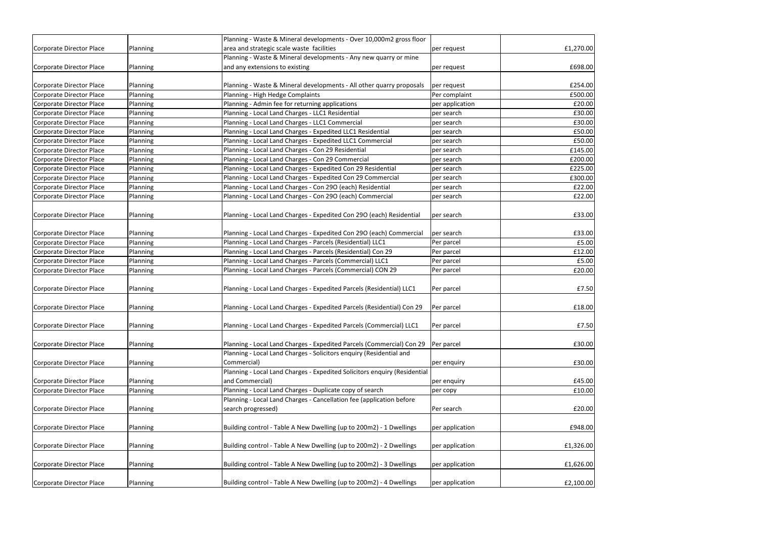| | | | | |
|---|---|---|---|---|
| Corporate Director Place | Planning | Planning - Waste & Mineral developments - Over 10,000m2 gross floor area and strategic scale waste facilities | per request | £1,270.00 |
| Corporate Director Place | Planning | Planning - Waste & Mineral developments - Any new quarry or mine and any extensions to existing | per request | £698.00 |
| Corporate Director Place | Planning | Planning - Waste & Mineral developments - All other quarry proposals | per request | £254.00 |
| Corporate Director Place | Planning | Planning - High Hedge Complaints | Per complaint | £500.00 |
| Corporate Director Place | Planning | Planning - Admin fee for returning applications | per application | £20.00 |
| Corporate Director Place | Planning | Planning - Local Land Charges - LLC1 Residential | per search | £30.00 |
| Corporate Director Place | Planning | Planning - Local Land Charges - LLC1 Commercial | per search | £30.00 |
| Corporate Director Place | Planning | Planning - Local Land Charges - Expedited LLC1 Residential | per search | £50.00 |
| Corporate Director Place | Planning | Planning - Local Land Charges - Expedited LLC1 Commercial | per search | £50.00 |
| Corporate Director Place | Planning | Planning - Local Land Charges - Con 29 Residential | per search | £145.00 |
| Corporate Director Place | Planning | Planning - Local Land Charges - Con 29 Commercial | per search | £200.00 |
| Corporate Director Place | Planning | Planning - Local Land Charges - Expedited Con 29 Residential | per search | £225.00 |
| Corporate Director Place | Planning | Planning - Local Land Charges - Expedited Con 29 Commercial | per search | £300.00 |
| Corporate Director Place | Planning | Planning - Local Land Charges - Con 29O (each) Residential | per search | £22.00 |
| Corporate Director Place | Planning | Planning - Local Land Charges - Con 29O (each) Commercial | per search | £22.00 |
| Corporate Director Place | Planning | Planning - Local Land Charges - Expedited Con 29O (each) Residential | per search | £33.00 |
| Corporate Director Place | Planning | Planning - Local Land Charges - Expedited Con 29O (each) Commercial | per search | £33.00 |
| Corporate Director Place | Planning | Planning - Local Land Charges - Parcels (Residential) LLC1 | Per parcel | £5.00 |
| Corporate Director Place | Planning | Planning - Local Land Charges - Parcels (Residential) Con 29 | Per parcel | £12.00 |
| Corporate Director Place | Planning | Planning - Local Land Charges - Parcels (Commercial) LLC1 | Per parcel | £5.00 |
| Corporate Director Place | Planning | Planning - Local Land Charges - Parcels (Commercial) CON 29 | Per parcel | £20.00 |
| Corporate Director Place | Planning | Planning - Local Land Charges - Expedited Parcels (Residential) LLC1 | Per parcel | £7.50 |
| Corporate Director Place | Planning | Planning - Local Land Charges - Expedited Parcels (Residential) Con 29 | Per parcel | £18.00 |
| Corporate Director Place | Planning | Planning - Local Land Charges - Expedited Parcels (Commercial) LLC1 | Per parcel | £7.50 |
| Corporate Director Place | Planning | Planning - Local Land Charges - Expedited Parcels (Commercial) Con 29 | Per parcel | £30.00 |
| Corporate Director Place | Planning | Planning - Local Land Charges - Solicitors enquiry (Residential and Commercial) | per enquiry | £30.00 |
| Corporate Director Place | Planning | Planning - Local Land Charges - Expedited Solicitors enquiry (Residential and Commercial) | per enquiry | £45.00 |
| Corporate Director Place | Planning | Planning - Local Land Charges - Duplicate copy of search | per copy | £10.00 |
| Corporate Director Place | Planning | Planning - Local Land Charges - Cancellation fee (application before search progressed) | Per search | £20.00 |
| Corporate Director Place | Planning | Building control - Table A New Dwelling (up to 200m2) - 1 Dwellings | per application | £948.00 |
| Corporate Director Place | Planning | Building control - Table A New Dwelling (up to 200m2) - 2 Dwellings | per application | £1,326.00 |
| Corporate Director Place | Planning | Building control - Table A New Dwelling (up to 200m2) - 3 Dwellings | per application | £1,626.00 |
| Corporate Director Place | Planning | Building control - Table A New Dwelling (up to 200m2) - 4 Dwellings | per application | £2,100.00 |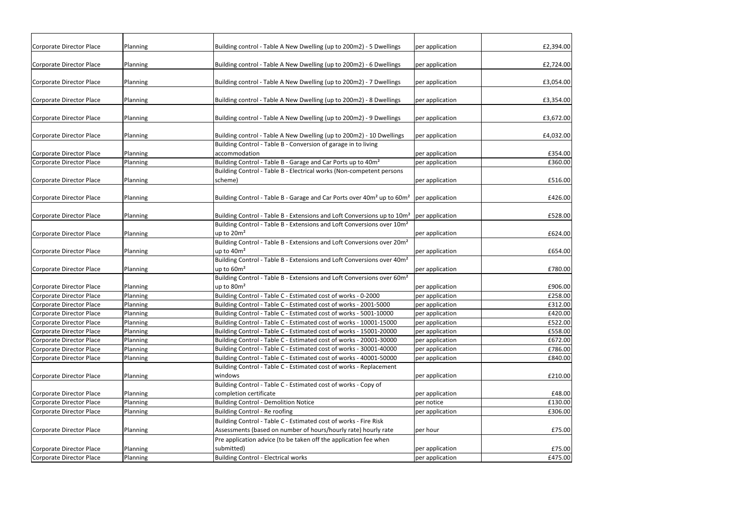| | | | | |
|---|---|---|---|---|
| Corporate Director Place | Planning | Building control - Table A New Dwelling (up to 200m2) - 5 Dwellings | per application | £2,394.00 |
| Corporate Director Place | Planning | Building control - Table A New Dwelling (up to 200m2) - 6 Dwellings | per application | £2,724.00 |
| Corporate Director Place | Planning | Building control - Table A New Dwelling (up to 200m2) - 7 Dwellings | per application | £3,054.00 |
| Corporate Director Place | Planning | Building control - Table A New Dwelling (up to 200m2) - 8 Dwellings | per application | £3,354.00 |
| Corporate Director Place | Planning | Building control - Table A New Dwelling (up to 200m2) - 9 Dwellings | per application | £3,672.00 |
| Corporate Director Place | Planning | Building control - Table A New Dwelling (up to 200m2) - 10 Dwellings | per application | £4,032.00 |
| Corporate Director Place | Planning | Building Control - Table B - Conversion of garage in to living accommodation | per application | £354.00 |
| Corporate Director Place | Planning | Building Control - Table B - Garage and Car Ports up to $40m^2$ | per application | £360.00 |
| Corporate Director Place | Planning | Building Control - Table B - Electrical works (Non-competent persons scheme) | per application | £516.00 |
| Corporate Director Place | Planning | Building Control - Table B - Garage and Car Ports over $40m^2$ up to $60m^2$ | per application | £426.00 |
| Corporate Director Place | Planning | Building Control - Table B - Extensions and Loft Conversions up to $10m^2$ | per application | £528.00 |
| Corporate Director Place | Planning | Building Control - Table B - Extensions and Loft Conversions over $10m^2$ up to $20m^2$ | per application | £624.00 |
| Corporate Director Place | Planning | Building Control - Table B - Extensions and Loft Conversions over $20m^2$ up to $40m^2$ | per application | £654.00 |
| Corporate Director Place | Planning | Building Control - Table B - Extensions and Loft Conversions over $40m^2$ up to $60m^2$ | per application | £780.00 |
| Corporate Director Place | Planning | Building Control - Table B - Extensions and Loft Conversions over $60m^2$ up to $80m^2$ | per application | £906.00 |
| Corporate Director Place | Planning | Building Control - Table C - Estimated cost of works - 0-2000 | per application | £258.00 |
| Corporate Director Place | Planning | Building Control - Table C - Estimated cost of works - 2001-5000 | per application | £312.00 |
| Corporate Director Place | Planning | Building Control - Table C - Estimated cost of works - 5001-10000 | per application | £420.00 |
| Corporate Director Place | Planning | Building Control - Table C - Estimated cost of works - 10001-15000 | per application | £522.00 |
| Corporate Director Place | Planning | Building Control - Table C - Estimated cost of works - 15001-20000 | per application | £558.00 |
| Corporate Director Place | Planning | Building Control - Table C - Estimated cost of works - 20001-30000 | per application | £672.00 |
| Corporate Director Place | Planning | Building Control - Table C - Estimated cost of works - 30001-40000 | per application | £786.00 |
| Corporate Director Place | Planning | Building Control - Table C - Estimated cost of works - 40001-50000 | per application | £840.00 |
| Corporate Director Place | Planning | Building Control - Table C - Estimated cost of works - Replacement windows | per application | £210.00 |
| Corporate Director Place | Planning | Building Control - Table C - Estimated cost of works - Copy of completion certificate | per application | £48.00 |
| Corporate Director Place | Planning | Building Control - Demolition Notice | per notice | £130.00 |
| Corporate Director Place | Planning | Building Control - Re roofing | per application | £306.00 |
| Corporate Director Place | Planning | Building Control - Table C - Estimated cost of works - Fire Risk Assessments (based on number of hours/hourly rate) hourly rate | per hour | £75.00 |
| Corporate Director Place | Planning | Pre application advice (to be taken off the application fee when submitted) | per application | £75.00 |
| Corporate Director Place | Planning | Building Control - Electrical works | per application | £475.00 |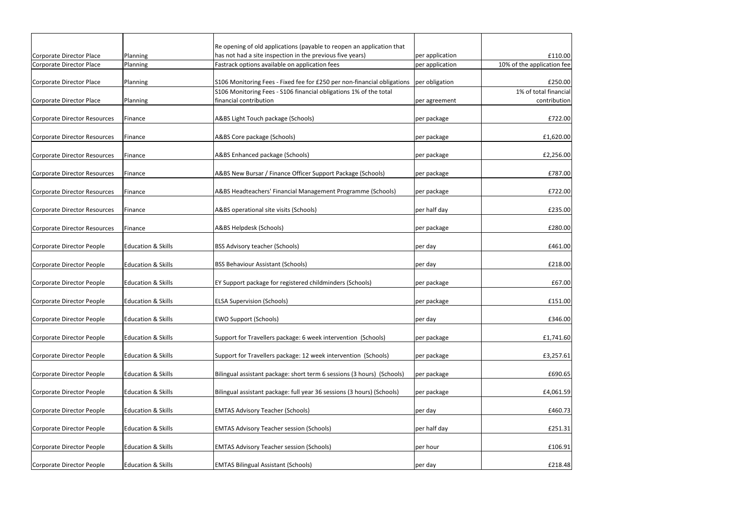| | | | | |
|---|---|---|---|---|
| Corporate Director Place | Planning | Re opening of old applications (payable to reopen an application that has not had a site inspection in the previous five years) | per application | £110.00 |
| Corporate Director Place | Planning | Fastrack options available on application fees | per application | 10% of the application fee |
| Corporate Director Place | Planning | S106 Monitoring Fees - Fixed fee for £250 per non-financial obligations | per obligation | £250.00 |
| Corporate Director Place | Planning | S106 Monitoring Fees - S106 financial obligations 1% of the total financial contribution | per agreement | 1% of total financial contribution |
| Corporate Director Resources | Finance | A&BS Light Touch package (Schools) | per package | £722.00 |
| Corporate Director Resources | Finance | A&BS Core package (Schools) | per package | £1,620.00 |
| Corporate Director Resources | Finance | A&BS Enhanced package (Schools) | per package | £2,256.00 |
| Corporate Director Resources | Finance | A&BS New Bursar / Finance Officer Support Package (Schools) | per package | £787.00 |
| Corporate Director Resources | Finance | A&BS Headteachers' Financial Management Programme (Schools) | per package | £722.00 |
| Corporate Director Resources | Finance | A&BS operational site visits (Schools) | per half day | £235.00 |
| Corporate Director Resources | Finance | A&BS Helpdesk (Schools) | per package | £280.00 |
| Corporate Director People | Education & Skills | BSS Advisory teacher (Schools) | per day | £461.00 |
| Corporate Director People | Education & Skills | BSS Behaviour Assistant (Schools) | per day | £218.00 |
| Corporate Director People | Education & Skills | EY Support package for registered childminders (Schools) | per package | £67.00 |
| Corporate Director People | Education & Skills | ELSA Supervision (Schools) | per package | £151.00 |
| Corporate Director People | Education & Skills | EWO Support (Schools) | per day | £346.00 |
| Corporate Director People | Education & Skills | Support for Travellers package: 6 week intervention (Schools) | per package | £1,741.60 |
| Corporate Director People | Education & Skills | Support for Travellers package: 12 week intervention (Schools) | per package | £3,257.61 |
| Corporate Director People | Education & Skills | Bilingual assistant package: short term 6 sessions (3 hours) (Schools) | per package | £690.65 |
| Corporate Director People | Education & Skills | Bilingual assistant package: full year 36 sessions (3 hours) (Schools) | per package | £4,061.59 |
| Corporate Director People | Education & Skills | EMTAS Advisory Teacher (Schools) | per day | £460.73 |
| Corporate Director People | Education & Skills | EMTAS Advisory Teacher session (Schools) | per half day | £251.31 |
| Corporate Director People | Education & Skills | EMTAS Advisory Teacher session (Schools) | per hour | £106.91 |
| Corporate Director People | Education & Skills | EMTAS Bilingual Assistant (Schools) | per day | £218.48 |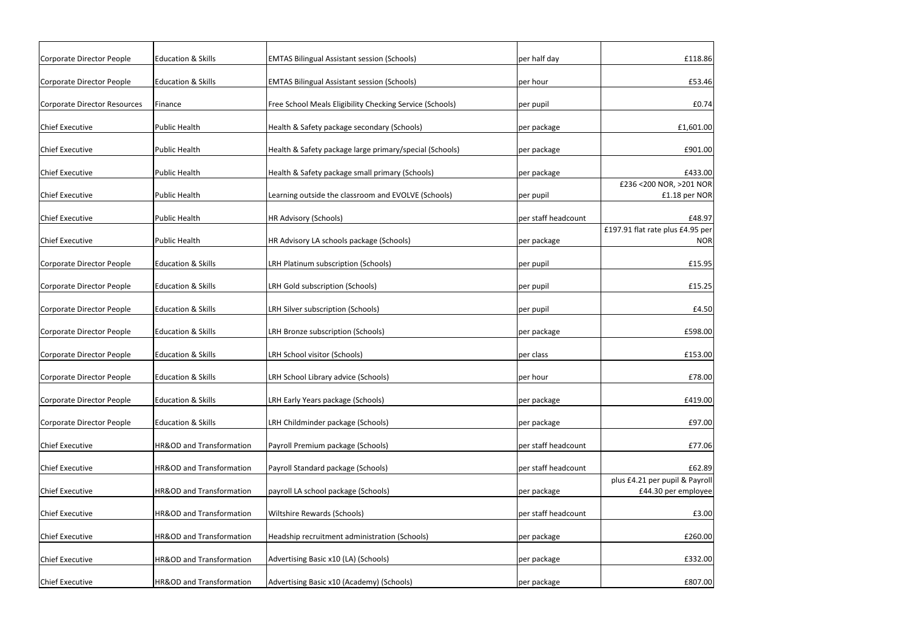| | | | | |
|---|---|---|---|---|
| Corporate Director People | Education & Skills | EMTAS Bilingual Assistant session (Schools) | per half day | £118.86 |
| Corporate Director People | Education & Skills | EMTAS Bilingual Assistant session (Schools) | per hour | £53.46 |
| Corporate Director Resources | Finance | Free School Meals Eligibility Checking Service (Schools) | per pupil | £0.74 |
| Chief Executive | Public Health | Health & Safety package secondary (Schools) | per package | £1,601.00 |
| Chief Executive | Public Health | Health & Safety package large primary/special (Schools) | per package | £901.00 |
| Chief Executive | Public Health | Health & Safety package small primary (Schools) | per package | £433.00 |
| Chief Executive | Public Health | Learning outside the classroom and EVOLVE (Schools) | per pupil | £236 <200 NOR, >201 NOR £1.18 per NOR |
| Chief Executive | Public Health | HR Advisory (Schools) | per staff headcount | £48.97 |
| Chief Executive | Public Health | HR Advisory LA schools package (Schools) | per package | £197.91 flat rate plus £4.95 per NOR |
| Corporate Director People | Education & Skills | LRH Platinum subscription (Schools) | per pupil | £15.95 |
| Corporate Director People | Education & Skills | LRH Gold subscription (Schools) | per pupil | £15.25 |
| Corporate Director People | Education & Skills | LRH Silver subscription (Schools) | per pupil | £4.50 |
| Corporate Director People | Education & Skills | LRH Bronze subscription (Schools) | per package | £598.00 |
| Corporate Director People | Education & Skills | LRH School visitor (Schools) | per class | £153.00 |
| Corporate Director People | Education & Skills | LRH School Library advice (Schools) | per hour | £78.00 |
| Corporate Director People | Education & Skills | LRH Early Years package (Schools) | per package | £419.00 |
| Corporate Director People | Education & Skills | LRH Childminder package (Schools) | per package | £97.00 |
| Chief Executive | HR&OD and Transformation | Payroll Premium package (Schools) | per staff headcount | £77.06 |
| Chief Executive | HR&OD and Transformation | Payroll Standard package (Schools) | per staff headcount | £62.89 |
| Chief Executive | HR&OD and Transformation | payroll LA school package (Schools) | per package | plus £4.21 per pupil & Payroll £44.30 per employee |
| Chief Executive | HR&OD and Transformation | Wiltshire Rewards (Schools) | per staff headcount | £3.00 |
| Chief Executive | HR&OD and Transformation | Headship recruitment administration (Schools) | per package | £260.00 |
| Chief Executive | HR&OD and Transformation | Advertising Basic x10 (LA) (Schools) | per package | £332.00 |
| Chief Executive | HR&OD and Transformation | Advertising Basic x10 (Academy) (Schools) | per package | £807.00 |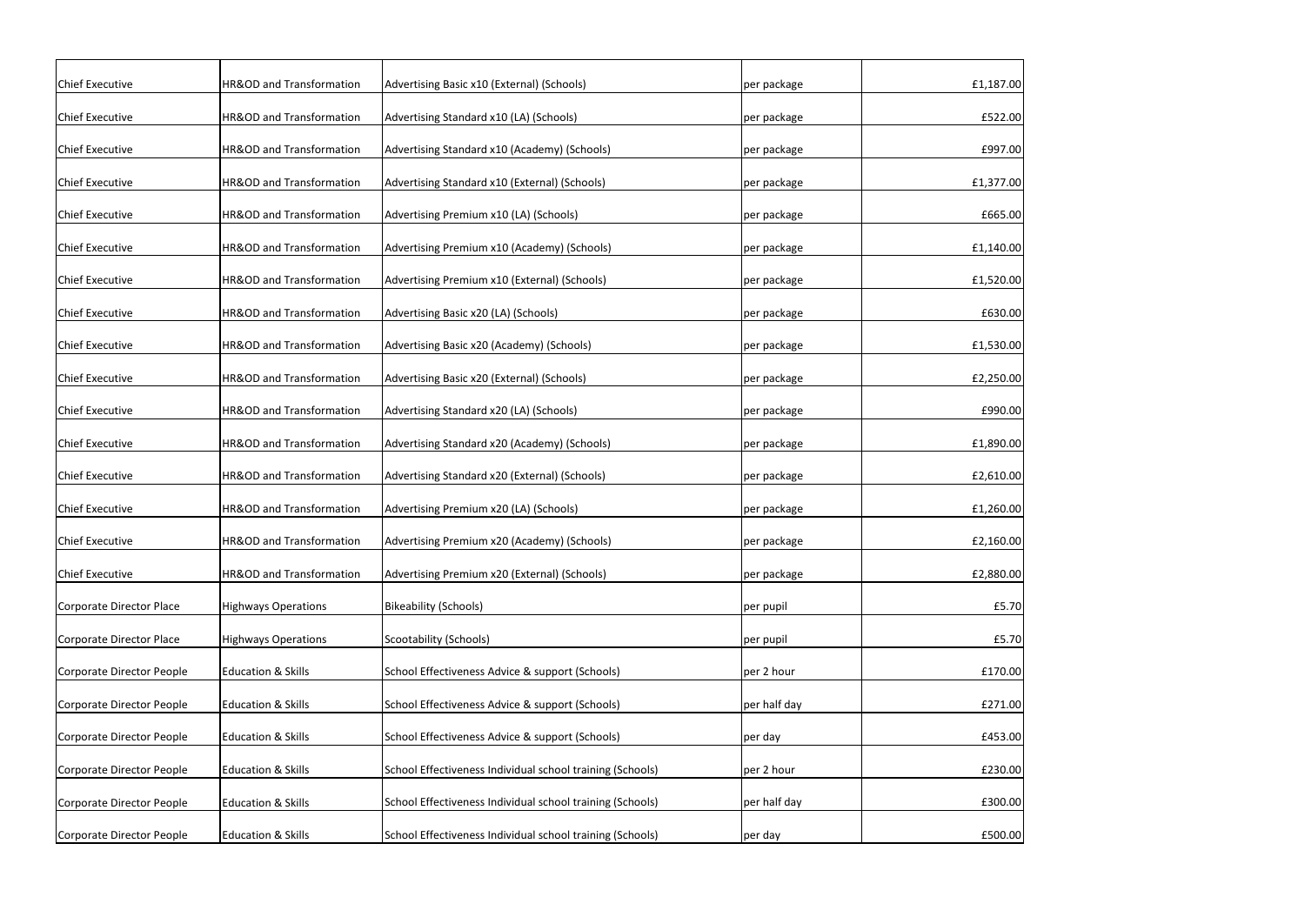| | | | | |
|---|---|---|---|---|
| Chief Executive | HR&OD and Transformation | Advertising Basic x10 (External) (Schools) | per package | £1,187.00 |
| Chief Executive | HR&OD and Transformation | Advertising Standard x10 (LA) (Schools) | per package | £522.00 |
| Chief Executive | HR&OD and Transformation | Advertising Standard x10 (Academy) (Schools) | per package | £997.00 |
| Chief Executive | HR&OD and Transformation | Advertising Standard x10 (External) (Schools) | per package | £1,377.00 |
| Chief Executive | HR&OD and Transformation | Advertising Premium x10 (LA) (Schools) | per package | £665.00 |
| Chief Executive | HR&OD and Transformation | Advertising Premium x10 (Academy) (Schools) | per package | £1,140.00 |
| Chief Executive | HR&OD and Transformation | Advertising Premium x10 (External) (Schools) | per package | £1,520.00 |
| Chief Executive | HR&OD and Transformation | Advertising Basic x20 (LA) (Schools) | per package | £630.00 |
| Chief Executive | HR&OD and Transformation | Advertising Basic x20 (Academy) (Schools) | per package | £1,530.00 |
| Chief Executive | HR&OD and Transformation | Advertising Basic x20 (External) (Schools) | per package | £2,250.00 |
| Chief Executive | HR&OD and Transformation | Advertising Standard x20 (LA) (Schools) | per package | £990.00 |
| Chief Executive | HR&OD and Transformation | Advertising Standard x20 (Academy) (Schools) | per package | £1,890.00 |
| Chief Executive | HR&OD and Transformation | Advertising Standard x20 (External) (Schools) | per package | £2,610.00 |
| Chief Executive | HR&OD and Transformation | Advertising Premium x20 (LA) (Schools) | per package | £1,260.00 |
| Chief Executive | HR&OD and Transformation | Advertising Premium x20 (Academy) (Schools) | per package | £2,160.00 |
| Chief Executive | HR&OD and Transformation | Advertising Premium x20 (External) (Schools) | per package | £2,880.00 |
| Corporate Director Place | Highways Operations | Bikeability (Schools) | per pupil | £5.70 |
| Corporate Director Place | Highways Operations | Scootability (Schools) | per pupil | £5.70 |
| Corporate Director People | Education & Skills | School Effectiveness Advice & support (Schools) | per 2 hour | £170.00 |
| Corporate Director People | Education & Skills | School Effectiveness Advice & support (Schools) | per half day | £271.00 |
| Corporate Director People | Education & Skills | School Effectiveness Advice & support (Schools) | per day | £453.00 |
| Corporate Director People | Education & Skills | School Effectiveness Individual school training (Schools) | per 2 hour | £230.00 |
| Corporate Director People | Education & Skills | School Effectiveness Individual school training (Schools) | per half day | £300.00 |
| Corporate Director People | Education & Skills | School Effectiveness Individual school training (Schools) | per day | £500.00 |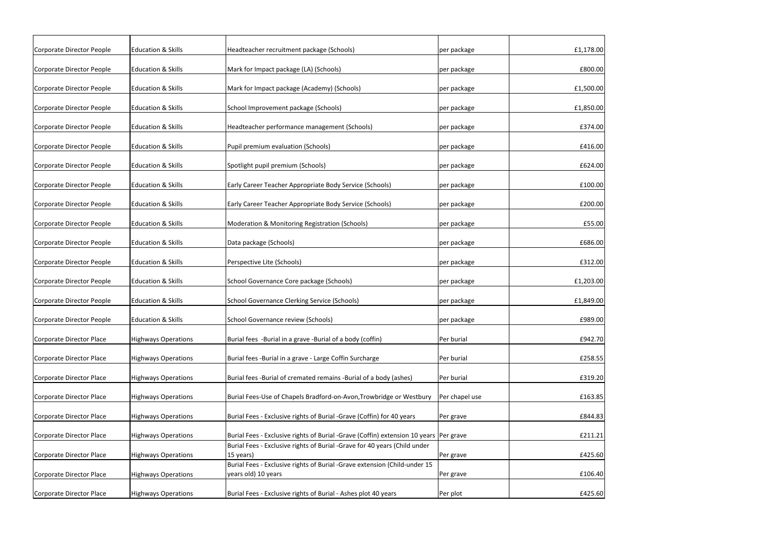| | | | | |
|---|---|---|---|---|
| Corporate Director People | Education & Skills | Headteacher recruitment package (Schools) | per package | £1,178.00 |
| Corporate Director People | Education & Skills | Mark for Impact package (LA) (Schools) | per package | £800.00 |
| Corporate Director People | Education & Skills | Mark for Impact package (Academy) (Schools) | per package | £1,500.00 |
| Corporate Director People | Education & Skills | School Improvement package (Schools) | per package | £1,850.00 |
| Corporate Director People | Education & Skills | Headteacher performance management (Schools) | per package | £374.00 |
| Corporate Director People | Education & Skills | Pupil premium evaluation (Schools) | per package | £416.00 |
| Corporate Director People | Education & Skills | Spotlight pupil premium (Schools) | per package | £624.00 |
| Corporate Director People | Education & Skills | Early Career Teacher Appropriate Body Service (Schools) | per package | £100.00 |
| Corporate Director People | Education & Skills | Early Career Teacher Appropriate Body Service (Schools) | per package | £200.00 |
| Corporate Director People | Education & Skills | Moderation & Monitoring Registration (Schools) | per package | £55.00 |
| Corporate Director People | Education & Skills | Data package (Schools) | per package | £686.00 |
| Corporate Director People | Education & Skills | Perspective Lite (Schools) | per package | £312.00 |
| Corporate Director People | Education & Skills | School Governance Core package (Schools) | per package | £1,203.00 |
| Corporate Director People | Education & Skills | School Governance Clerking Service (Schools) | per package | £1,849.00 |
| Corporate Director People | Education & Skills | School Governance review (Schools) | per package | £989.00 |
| Corporate Director Place | Highways Operations | Burial fees -Burial in a grave -Burial of a body (coffin) | Per burial | £942.70 |
| Corporate Director Place | Highways Operations | Burial fees -Burial in a grave - Large Coffin Surcharge | Per burial | £258.55 |
| Corporate Director Place | Highways Operations | Burial fees -Burial of cremated remains -Burial of a body (ashes) | Per burial | £319.20 |
| Corporate Director Place | Highways Operations | Burial Fees-Use of Chapels Bradford-on-Avon,Trowbridge or Westbury | Per chapel use | £163.85 |
| Corporate Director Place | Highways Operations | Burial Fees - Exclusive rights of Burial -Grave (Coffin) for 40 years | Per grave | £844.83 |
| Corporate Director Place | Highways Operations | Burial Fees - Exclusive rights of Burial -Grave (Coffin) extension 10 years | Per grave | £211.21 |
| Corporate Director Place | Highways Operations | Burial Fees - Exclusive rights of Burial -Grave for 40 years (Child under 15 years) | Per grave | £425.60 |
| Corporate Director Place | Highways Operations | Burial Fees - Exclusive rights of Burial -Grave extension (Child-under 15 years old) 10 years | Per grave | £106.40 |
| Corporate Director Place | Highways Operations | Burial Fees - Exclusive rights of Burial - Ashes plot 40 years | Per plot | £425.60 |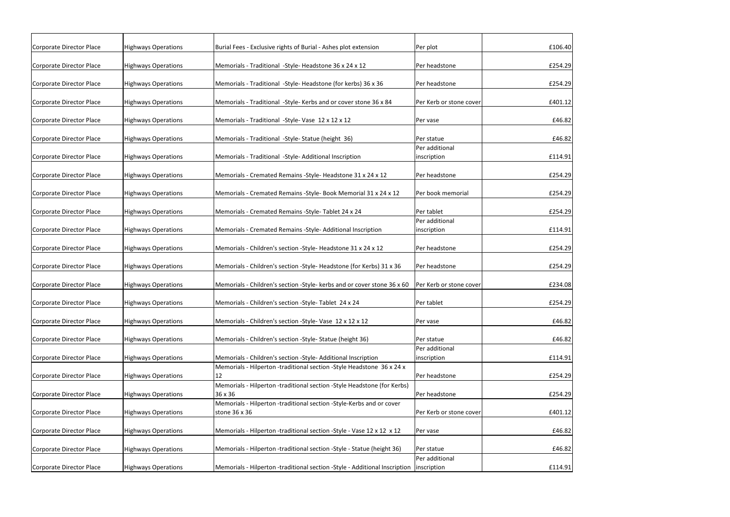| | | | | |
|---|---|---|---|---|
| Corporate Director Place | Highways Operations | Burial Fees - Exclusive rights of Burial - Ashes plot extension | Per plot | £106.40 |
| Corporate Director Place | Highways Operations | Memorials - Traditional -Style- Headstone 36 x 24 x 12 | Per headstone | £254.29 |
| Corporate Director Place | Highways Operations | Memorials - Traditional -Style- Headstone (for kerbs) 36 x 36 | Per headstone | £254.29 |
| Corporate Director Place | Highways Operations | Memorials - Traditional -Style- Kerbs and or cover stone 36 x 84 | Per Kerb or stone cover | £401.12 |
| Corporate Director Place | Highways Operations | Memorials - Traditional -Style- Vase 12 x 12 x 12 | Per vase | £46.82 |
| Corporate Director Place | Highways Operations | Memorials - Traditional -Style- Statue (height 36) | Per statue | £46.82 |
| Corporate Director Place | Highways Operations | Memorials - Traditional -Style- Additional Inscription | Per additional inscription | £114.91 |
| Corporate Director Place | Highways Operations | Memorials - Cremated Remains -Style- Headstone 31 x 24 x 12 | Per headstone | £254.29 |
| Corporate Director Place | Highways Operations | Memorials - Cremated Remains -Style- Book Memorial 31 x 24 x 12 | Per book memorial | £254.29 |
| Corporate Director Place | Highways Operations | Memorials - Cremated Remains -Style- Tablet 24 x 24 | Per tablet | £254.29 |
| Corporate Director Place | Highways Operations | Memorials - Cremated Remains -Style- Additional Inscription | Per additional inscription | £114.91 |
| Corporate Director Place | Highways Operations | Memorials - Children's section -Style- Headstone 31 x 24 x 12 | Per headstone | £254.29 |
| Corporate Director Place | Highways Operations | Memorials - Children's section -Style- Headstone (for Kerbs) 31 x 36 | Per headstone | £254.29 |
| Corporate Director Place | Highways Operations | Memorials - Children's section -Style- kerbs and or cover stone 36 x 60 | Per Kerb or stone cover | £234.08 |
| Corporate Director Place | Highways Operations | Memorials - Children's section -Style- Tablet 24 x 24 | Per tablet | £254.29 |
| Corporate Director Place | Highways Operations | Memorials - Children's section -Style- Vase 12 x 12 x 12 | Per vase | £46.82 |
| Corporate Director Place | Highways Operations | Memorials - Children's section -Style- Statue (height 36) | Per statue | £46.82 |
| Corporate Director Place | Highways Operations | Memorials - Children's section -Style- Additional Inscription | Per additional inscription | £114.91 |
| Corporate Director Place | Highways Operations | Memorials - Hilperton -traditional section -Style Headstone 36 x 24 x 12 | Per headstone | £254.29 |
| Corporate Director Place | Highways Operations | Memorials - Hilperton -traditional section -Style Headstone (for Kerbs) 36 x 36 | Per headstone | £254.29 |
| Corporate Director Place | Highways Operations | Memorials - Hilperton -traditional section -Style-Kerbs and or cover stone 36 x 36 | Per Kerb or stone cover | £401.12 |
| Corporate Director Place | Highways Operations | Memorials - Hilperton -traditional section -Style - Vase 12 x 12 x 12 | Per vase | £46.82 |
| Corporate Director Place | Highways Operations | Memorials - Hilperton -traditional section -Style - Statue (height 36) | Per statue | £46.82 |
| Corporate Director Place | Highways Operations | Memorials - Hilperton -traditional section -Style - Additional Inscription | Per additional inscription | £114.91 |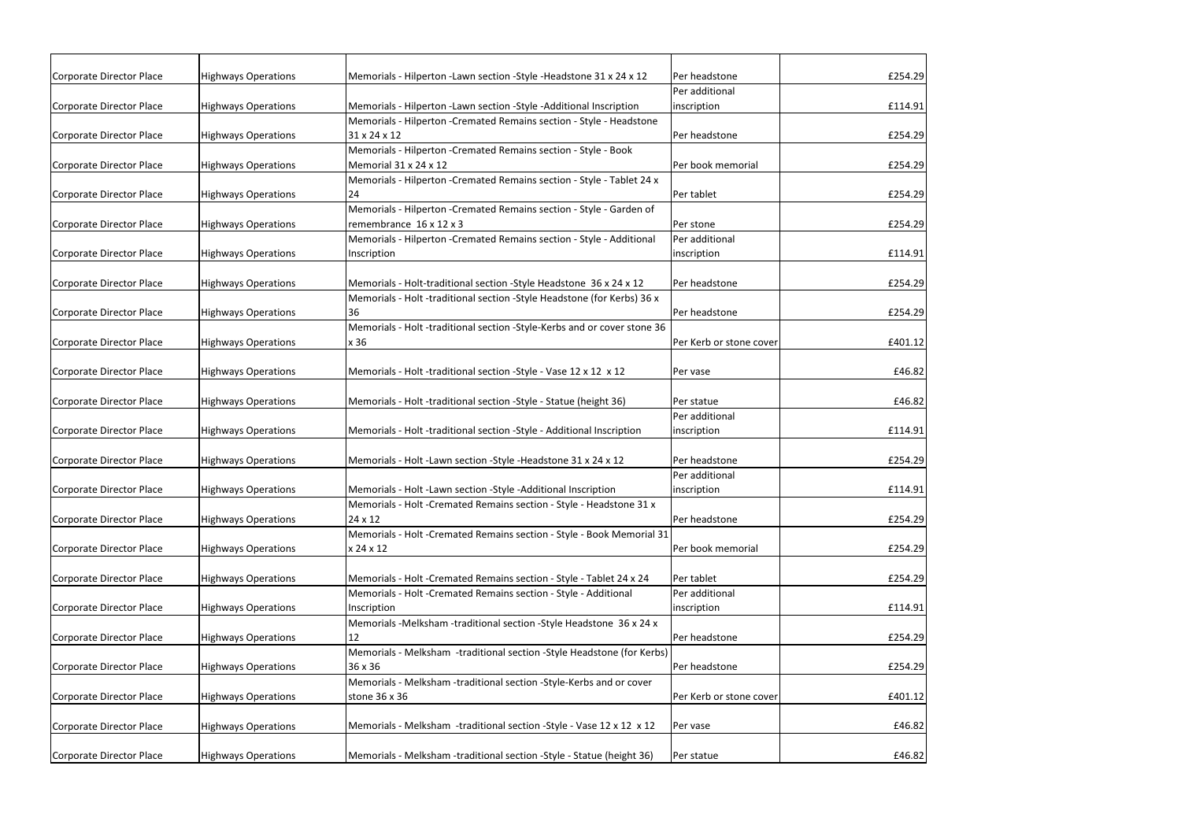| | | | | |
|---|---|---|---|---|
| Corporate Director Place | Highways Operations | Memorials - Hilperton -Lawn section -Style -Headstone 31 x 24 x 12 | Per headstone | £254.29 |
| Corporate Director Place | Highways Operations | Memorials - Hilperton -Lawn section -Style -Additional Inscription | Per additional inscription | £114.91 |
| Corporate Director Place | Highways Operations | Memorials - Hilperton -Cremated Remains section - Style - Headstone 31 x 24 x 12 | Per headstone | £254.29 |
| Corporate Director Place | Highways Operations | Memorials - Hilperton -Cremated Remains section - Style - Book Memorial 31 x 24 x 12 | Per book memorial | £254.29 |
| Corporate Director Place | Highways Operations | Memorials - Hilperton -Cremated Remains section - Style - Tablet 24 x 24 | Per tablet | £254.29 |
| Corporate Director Place | Highways Operations | Memorials - Hilperton -Cremated Remains section - Style - Garden of remembrance 16 x 12 x 3 | Per stone | £254.29 |
| Corporate Director Place | Highways Operations | Memorials - Hilperton -Cremated Remains section - Style - Additional Inscription | Per additional inscription | £114.91 |
| Corporate Director Place | Highways Operations | Memorials - Holt-traditional section -Style Headstone 36 x 24 x 12 | Per headstone | £254.29 |
| Corporate Director Place | Highways Operations | Memorials - Holt -traditional section -Style Headstone (for Kerbs) 36 x 36 | Per headstone | £254.29 |
| Corporate Director Place | Highways Operations | Memorials - Holt -traditional section -Style-Kerbs and or cover stone 36 x 36 | Per Kerb or stone cover | £401.12 |
| Corporate Director Place | Highways Operations | Memorials - Holt -traditional section -Style - Vase 12 x 12 x 12 | Per vase | £46.82 |
| Corporate Director Place | Highways Operations | Memorials - Holt -traditional section -Style - Statue (height 36) | Per statue | £46.82 |
| Corporate Director Place | Highways Operations | Memorials - Holt -traditional section -Style - Additional Inscription | Per additional inscription | £114.91 |
| Corporate Director Place | Highways Operations | Memorials - Holt -Lawn section -Style -Headstone 31 x 24 x 12 | Per headstone | £254.29 |
| Corporate Director Place | Highways Operations | Memorials - Holt -Lawn section -Style -Additional Inscription | Per additional inscription | £114.91 |
| Corporate Director Place | Highways Operations | Memorials - Holt -Cremated Remains section - Style - Headstone 31 x 24 x 12 | Per headstone | £254.29 |
| Corporate Director Place | Highways Operations | Memorials - Holt -Cremated Remains section - Style - Book Memorial 31 x 24 x 12 | Per book memorial | £254.29 |
| Corporate Director Place | Highways Operations | Memorials - Holt -Cremated Remains section - Style - Tablet 24 x 24 | Per tablet | £254.29 |
| Corporate Director Place | Highways Operations | Memorials - Holt -Cremated Remains section - Style - Additional Inscription | Per additional inscription | £114.91 |
| Corporate Director Place | Highways Operations | Memorials -Melksham -traditional section -Style Headstone 36 x 24 x 12 | Per headstone | £254.29 |
| Corporate Director Place | Highways Operations | Memorials - Melksham -traditional section -Style Headstone (for Kerbs) 36 x 36 | Per headstone | £254.29 |
| Corporate Director Place | Highways Operations | Memorials - Melksham -traditional section -Style-Kerbs and or cover stone 36 x 36 | Per Kerb or stone cover | £401.12 |
| Corporate Director Place | Highways Operations | Memorials - Melksham -traditional section -Style - Vase 12 x 12 x 12 | Per vase | £46.82 |
| Corporate Director Place | Highways Operations | Memorials - Melksham -traditional section -Style - Statue (height 36) | Per statue | £46.82 |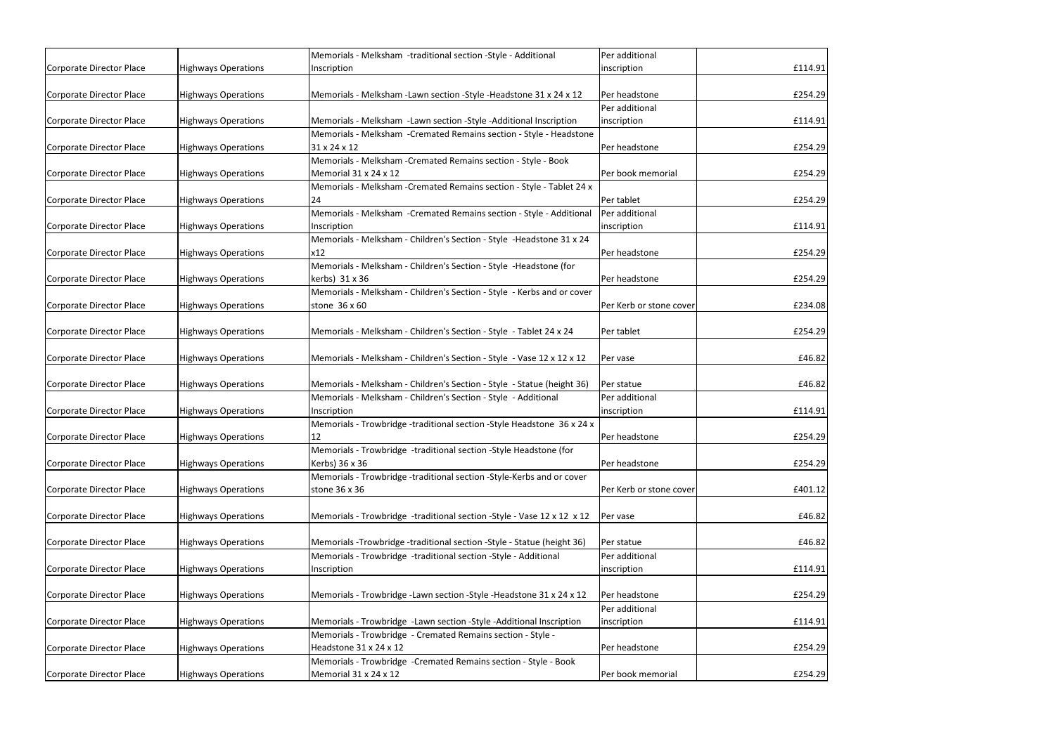| | | | | |
|---|---|---|---|---|
| Corporate Director Place | Highways Operations | Memorials - Melksham -traditional section -Style - Additional Inscription | Per additional inscription | £114.91 |
| Corporate Director Place | Highways Operations | Memorials - Melksham -Lawn section -Style -Headstone 31 x 24 x 12 | Per headstone | £254.29 |
| Corporate Director Place | Highways Operations | Memorials - Melksham -Lawn section -Style -Additional Inscription | Per additional inscription | £114.91 |
| Corporate Director Place | Highways Operations | Memorials - Melksham -Cremated Remains section - Style - Headstone 31 x 24 x 12 | Per headstone | £254.29 |
| Corporate Director Place | Highways Operations | Memorials - Melksham -Cremated Remains section - Style - Book Memorial 31 x 24 x 12 | Per book memorial | £254.29 |
| Corporate Director Place | Highways Operations | Memorials - Melksham -Cremated Remains section - Style - Tablet 24 x 24 | Per tablet | £254.29 |
| Corporate Director Place | Highways Operations | Memorials - Melksham -Cremated Remains section - Style - Additional Inscription | Per additional inscription | £114.91 |
| Corporate Director Place | Highways Operations | Memorials - Melksham - Children's Section - Style -Headstone 31 x 24 x12 | Per headstone | £254.29 |
| Corporate Director Place | Highways Operations | Memorials - Melksham - Children's Section - Style -Headstone (for kerbs) 31 x 36 | Per headstone | £254.29 |
| Corporate Director Place | Highways Operations | Memorials - Melksham - Children's Section - Style - Kerbs and or cover stone 36 x 60 | Per Kerb or stone cover | £234.08 |
| Corporate Director Place | Highways Operations | Memorials - Melksham - Children's Section - Style - Tablet 24 x 24 | Per tablet | £254.29 |
| Corporate Director Place | Highways Operations | Memorials - Melksham - Children's Section - Style - Vase 12 x 12 x 12 | Per vase | £46.82 |
| Corporate Director Place | Highways Operations | Memorials - Melksham - Children's Section - Style - Statue (height 36) | Per statue | £46.82 |
| Corporate Director Place | Highways Operations | Memorials - Melksham - Children's Section - Style - Additional Inscription | Per additional inscription | £114.91 |
| Corporate Director Place | Highways Operations | Memorials - Trowbridge -traditional section -Style Headstone 36 x 24 x 12 | Per headstone | £254.29 |
| Corporate Director Place | Highways Operations | Memorials - Trowbridge -traditional section -Style Headstone (for Kerbs) 36 x 36 | Per headstone | £254.29 |
| Corporate Director Place | Highways Operations | Memorials - Trowbridge -traditional section -Style-Kerbs and or cover stone 36 x 36 | Per Kerb or stone cover | £401.12 |
| Corporate Director Place | Highways Operations | Memorials - Trowbridge -traditional section -Style - Vase 12 x 12 x 12 | Per vase | £46.82 |
| Corporate Director Place | Highways Operations | Memorials -Trowbridge -traditional section -Style - Statue (height 36) | Per statue | £46.82 |
| Corporate Director Place | Highways Operations | Memorials - Trowbridge -traditional section -Style - Additional Inscription | Per additional inscription | £114.91 |
| Corporate Director Place | Highways Operations | Memorials - Trowbridge -Lawn section -Style -Headstone 31 x 24 x 12 | Per headstone | £254.29 |
| Corporate Director Place | Highways Operations | Memorials - Trowbridge -Lawn section -Style -Additional Inscription | Per additional inscription | £114.91 |
| Corporate Director Place | Highways Operations | Memorials - Trowbridge - Cremated Remains section - Style - Headstone 31 x 24 x 12 | Per headstone | £254.29 |
| Corporate Director Place | Highways Operations | Memorials - Trowbridge -Cremated Remains section - Style - Book Memorial 31 x 24 x 12 | Per book memorial | £254.29 |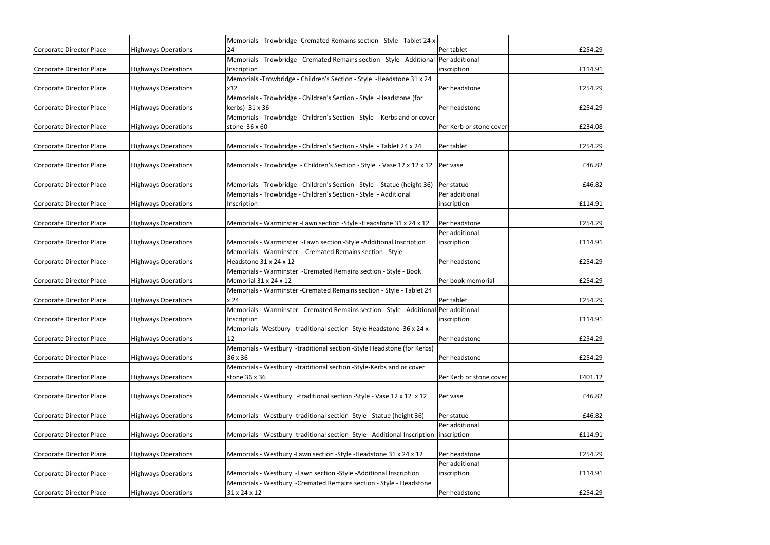| | | | | |
|---|---|---|---|---|
| Corporate Director Place | Highways Operations | Memorials - Trowbridge -Cremated Remains section - Style - Tablet 24 x 24 | Per tablet | £254.29 |
| Corporate Director Place | Highways Operations | Memorials - Trowbridge -Cremated Remains section - Style - Additional Inscription | Per additional inscription | £114.91 |
| Corporate Director Place | Highways Operations | Memorials -Trowbridge - Children's Section - Style -Headstone 31 x 24 x12 | Per headstone | £254.29 |
| Corporate Director Place | Highways Operations | Memorials - Trowbridge - Children's Section - Style -Headstone (for kerbs) 31 x 36 | Per headstone | £254.29 |
| Corporate Director Place | Highways Operations | Memorials - Trowbridge - Children's Section - Style - Kerbs and or cover stone 36 x 60 | Per Kerb or stone cover | £234.08 |
| Corporate Director Place | Highways Operations | Memorials - Trowbridge - Children's Section - Style - Tablet 24 x 24 | Per tablet | £254.29 |
| Corporate Director Place | Highways Operations | Memorials - Trowbridge - Children's Section - Style - Vase 12 x 12 x 12 | Per vase | £46.82 |
| Corporate Director Place | Highways Operations | Memorials - Trowbridge - Children's Section - Style - Statue (height 36) | Per statue | £46.82 |
| Corporate Director Place | Highways Operations | Memorials - Trowbridge - Children's Section - Style - Additional Inscription | Per additional inscription | £114.91 |
| Corporate Director Place | Highways Operations | Memorials - Warminster -Lawn section -Style -Headstone 31 x 24 x 12 | Per headstone | £254.29 |
| Corporate Director Place | Highways Operations | Memorials - Warminster -Lawn section -Style -Additional Inscription | Per additional inscription | £114.91 |
| Corporate Director Place | Highways Operations | Memorials - Warminster - Cremated Remains section - Style - Headstone 31 x 24 x 12 | Per headstone | £254.29 |
| Corporate Director Place | Highways Operations | Memorials - Warminster -Cremated Remains section - Style - Book Memorial 31 x 24 x 12 | Per book memorial | £254.29 |
| Corporate Director Place | Highways Operations | Memorials - Warminster -Cremated Remains section - Style - Tablet 24 x 24 | Per tablet | £254.29 |
| Corporate Director Place | Highways Operations | Memorials - Warminster -Cremated Remains section - Style - Additional Inscription | Per additional inscription | £114.91 |
| Corporate Director Place | Highways Operations | Memorials -Westbury -traditional section -Style Headstone 36 x 24 x 12 | Per headstone | £254.29 |
| Corporate Director Place | Highways Operations | Memorials - Westbury -traditional section -Style Headstone (for Kerbs) 36 x 36 | Per headstone | £254.29 |
| Corporate Director Place | Highways Operations | Memorials - Westbury -traditional section -Style-Kerbs and or cover stone 36 x 36 | Per Kerb or stone cover | £401.12 |
| Corporate Director Place | Highways Operations | Memorials - Westbury -traditional section -Style - Vase 12 x 12 x 12 | Per vase | £46.82 |
| Corporate Director Place | Highways Operations | Memorials - Westbury -traditional section -Style - Statue (height 36) | Per statue | £46.82 |
| Corporate Director Place | Highways Operations | Memorials - Westbury -traditional section -Style - Additional Inscription | Per additional inscription | £114.91 |
| Corporate Director Place | Highways Operations | Memorials - Westbury -Lawn section -Style -Headstone 31 x 24 x 12 | Per headstone | £254.29 |
| Corporate Director Place | Highways Operations | Memorials - Westbury -Lawn section -Style -Additional Inscription | Per additional inscription | £114.91 |
| Corporate Director Place | Highways Operations | Memorials - Westbury -Cremated Remains section - Style - Headstone 31 x 24 x 12 | Per headstone | £254.29 |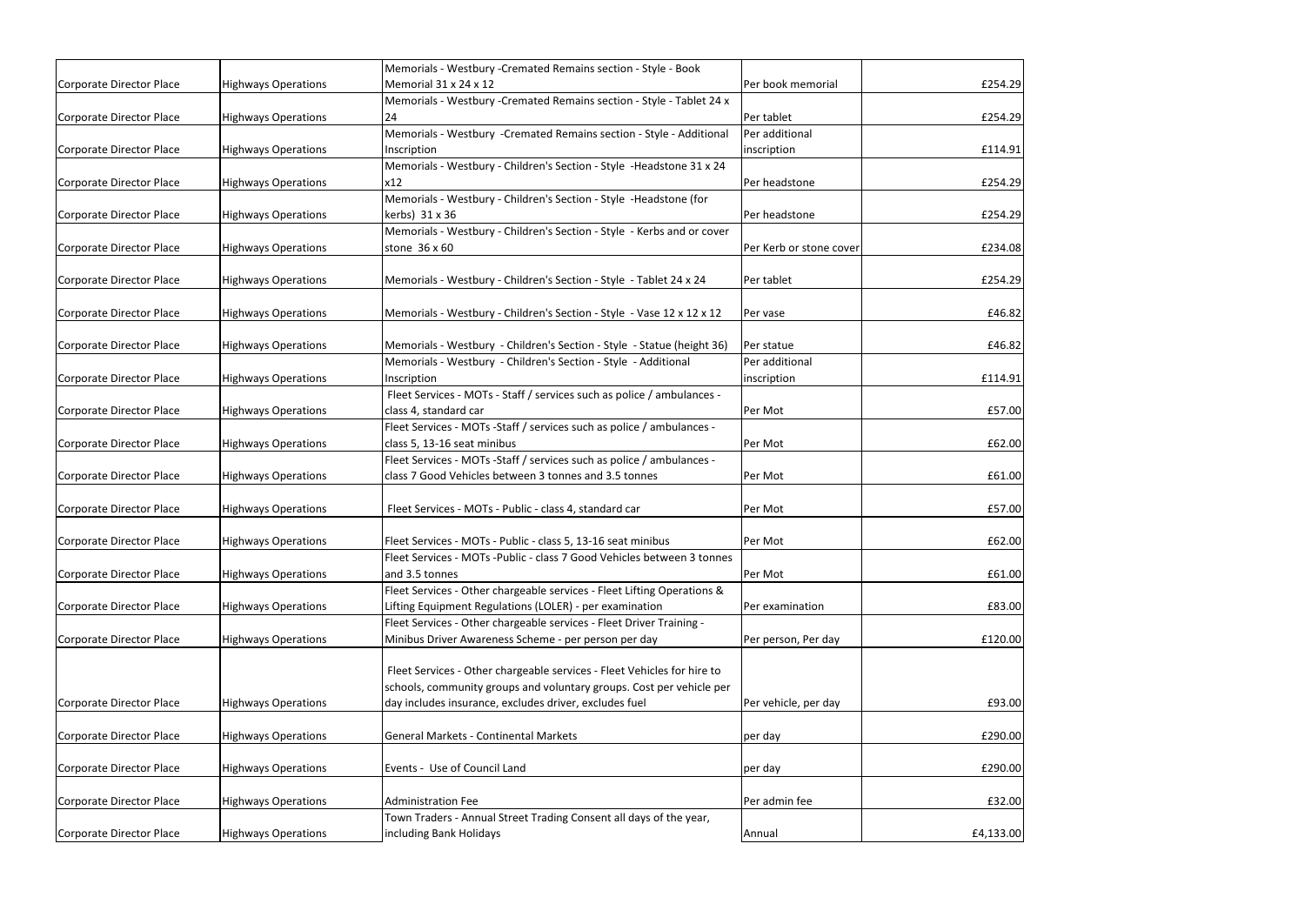| | | | | |
|---|---|---|---|---|
| Corporate Director Place | Highways Operations | Memorials - Westbury -Cremated Remains section - Style - Book Memorial 31 x 24 x 12 | Per book memorial | £254.29 |
| Corporate Director Place | Highways Operations | Memorials - Westbury -Cremated Remains section - Style - Tablet 24 x 24 | Per tablet | £254.29 |
| Corporate Director Place | Highways Operations | Memorials - Westbury -Cremated Remains section - Style - Additional Inscription | Per additional inscription | £114.91 |
| Corporate Director Place | Highways Operations | Memorials - Westbury - Children's Section - Style -Headstone 31 x 24 x12 | Per headstone | £254.29 |
| Corporate Director Place | Highways Operations | Memorials - Westbury - Children's Section - Style -Headstone (for kerbs) 31 x 36 | Per headstone | £254.29 |
| Corporate Director Place | Highways Operations | Memorials - Westbury - Children's Section - Style - Kerbs and or cover stone 36 x 60 | Per Kerb or stone cover | £234.08 |
| Corporate Director Place | Highways Operations | Memorials - Westbury - Children's Section - Style - Tablet 24 x 24 | Per tablet | £254.29 |
| Corporate Director Place | Highways Operations | Memorials - Westbury - Children's Section - Style - Vase 12 x 12 x 12 | Per vase | £46.82 |
| Corporate Director Place | Highways Operations | Memorials - Westbury - Children's Section - Style - Statue (height 36) | Per statue | £46.82 |
| Corporate Director Place | Highways Operations | Memorials - Westbury - Children's Section - Style - Additional Inscription | Per additional inscription | £114.91 |
| Corporate Director Place | Highways Operations | Fleet Services - MOTs - Staff / services such as police / ambulances - class 4, standard car | Per Mot | £57.00 |
| Corporate Director Place | Highways Operations | Fleet Services - MOTs -Staff / services such as police / ambulances - class 5, 13-16 seat minibus | Per Mot | £62.00 |
| Corporate Director Place | Highways Operations | Fleet Services - MOTs -Staff / services such as police / ambulances - class 7 Good Vehicles between 3 tonnes and 3.5 tonnes | Per Mot | £61.00 |
| Corporate Director Place | Highways Operations | Fleet Services - MOTs - Public - class 4, standard car | Per Mot | £57.00 |
| Corporate Director Place | Highways Operations | Fleet Services - MOTs - Public - class 5, 13-16 seat minibus | Per Mot | £62.00 |
| Corporate Director Place | Highways Operations | Fleet Services - MOTs -Public - class 7 Good Vehicles between 3 tonnes and 3.5 tonnes | Per Mot | £61.00 |
| Corporate Director Place | Highways Operations | Fleet Services - Other chargeable services - Fleet Lifting Operations & Lifting Equipment Regulations (LOLER) - per examination | Per examination | £83.00 |
| Corporate Director Place | Highways Operations | Fleet Services - Other chargeable services - Fleet Driver Training - Minibus Driver Awareness Scheme - per person per day | Per person, Per day | £120.00 |
| Corporate Director Place | Highways Operations | Fleet Services - Other chargeable services - Fleet Vehicles for hire to schools, community groups and voluntary groups. Cost per vehicle per day includes insurance, excludes driver, excludes fuel | Per vehicle, per day | £93.00 |
| Corporate Director Place | Highways Operations | General Markets - Continental Markets | per day | £290.00 |
| Corporate Director Place | Highways Operations | Events - Use of Council Land | per day | £290.00 |
| Corporate Director Place | Highways Operations | Administration Fee | Per admin fee | £32.00 |
| Corporate Director Place | Highways Operations | Town Traders - Annual Street Trading Consent all days of the year, including Bank Holidays | Annual | £4,133.00 |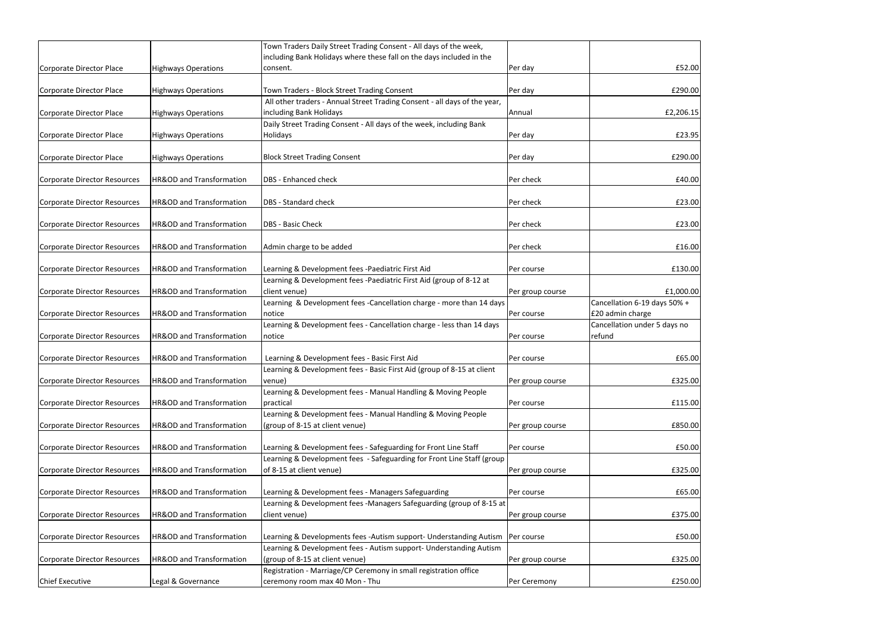| | | | | |
|---|---|---|---|---|
| Corporate Director Place | Highways Operations | Town Traders Daily Street Trading Consent - All days of the week, including Bank Holidays where these fall on the days included in the consent. | Per day | £52.00 |
| Corporate Director Place | Highways Operations | Town Traders - Block Street Trading Consent | Per day | £290.00 |
| Corporate Director Place | Highways Operations | All other traders - Annual Street Trading Consent - all days of the year, including Bank Holidays | Annual | £2,206.15 |
| Corporate Director Place | Highways Operations | Daily Street Trading Consent - All days of the week, including Bank Holidays | Per day | £23.95 |
| Corporate Director Place | Highways Operations | Block Street Trading Consent | Per day | £290.00 |
| Corporate Director Resources | HR&OD and Transformation | DBS - Enhanced check | Per check | £40.00 |
| Corporate Director Resources | HR&OD and Transformation | DBS - Standard check | Per check | £23.00 |
| Corporate Director Resources | HR&OD and Transformation | DBS - Basic Check | Per check | £23.00 |
| Corporate Director Resources | HR&OD and Transformation | Admin charge to be added | Per check | £16.00 |
| Corporate Director Resources | HR&OD and Transformation | Learning & Development fees -Paediatric First Aid | Per course | £130.00 |
| Corporate Director Resources | HR&OD and Transformation | Learning & Development fees -Paediatric First Aid (group of 8-12 at client venue) | Per group course | £1,000.00 |
| Corporate Director Resources | HR&OD and Transformation | Learning & Development fees -Cancellation charge - more than 14 days notice | Per course | Cancellation 6-19 days 50% + £20 admin charge |
| Corporate Director Resources | HR&OD and Transformation | Learning & Development fees - Cancellation charge - less than 14 days notice | Per course | Cancellation under 5 days no refund |
| Corporate Director Resources | HR&OD and Transformation | Learning & Development fees - Basic First Aid | Per course | £65.00 |
| Corporate Director Resources | HR&OD and Transformation | Learning & Development fees - Basic First Aid (group of 8-15 at client venue) | Per group course | £325.00 |
| Corporate Director Resources | HR&OD and Transformation | Learning & Development fees - Manual Handling & Moving People practical | Per course | £115.00 |
| Corporate Director Resources | HR&OD and Transformation | Learning & Development fees - Manual Handling & Moving People (group of 8-15 at client venue) | Per group course | £850.00 |
| Corporate Director Resources | HR&OD and Transformation | Learning & Development fees - Safeguarding for Front Line Staff | Per course | £50.00 |
| Corporate Director Resources | HR&OD and Transformation | Learning & Development fees - Safeguarding for Front Line Staff (group of 8-15 at client venue) | Per group course | £325.00 |
| Corporate Director Resources | HR&OD and Transformation | Learning & Development fees - Managers Safeguarding | Per course | £65.00 |
| Corporate Director Resources | HR&OD and Transformation | Learning & Development fees -Managers Safeguarding (group of 8-15 at client venue) | Per group course | £375.00 |
| Corporate Director Resources | HR&OD and Transformation | Learning & Developments fees -Autism support- Understanding Autism | Per course | £50.00 |
| Corporate Director Resources | HR&OD and Transformation | Learning & Development fees - Autism support- Understanding Autism (group of 8-15 at client venue) | Per group course | £325.00 |
| Chief Executive | Legal & Governance | Registration - Marriage/CP Ceremony in small registration office ceremony room max 40 Mon - Thu | Per Ceremony | £250.00 |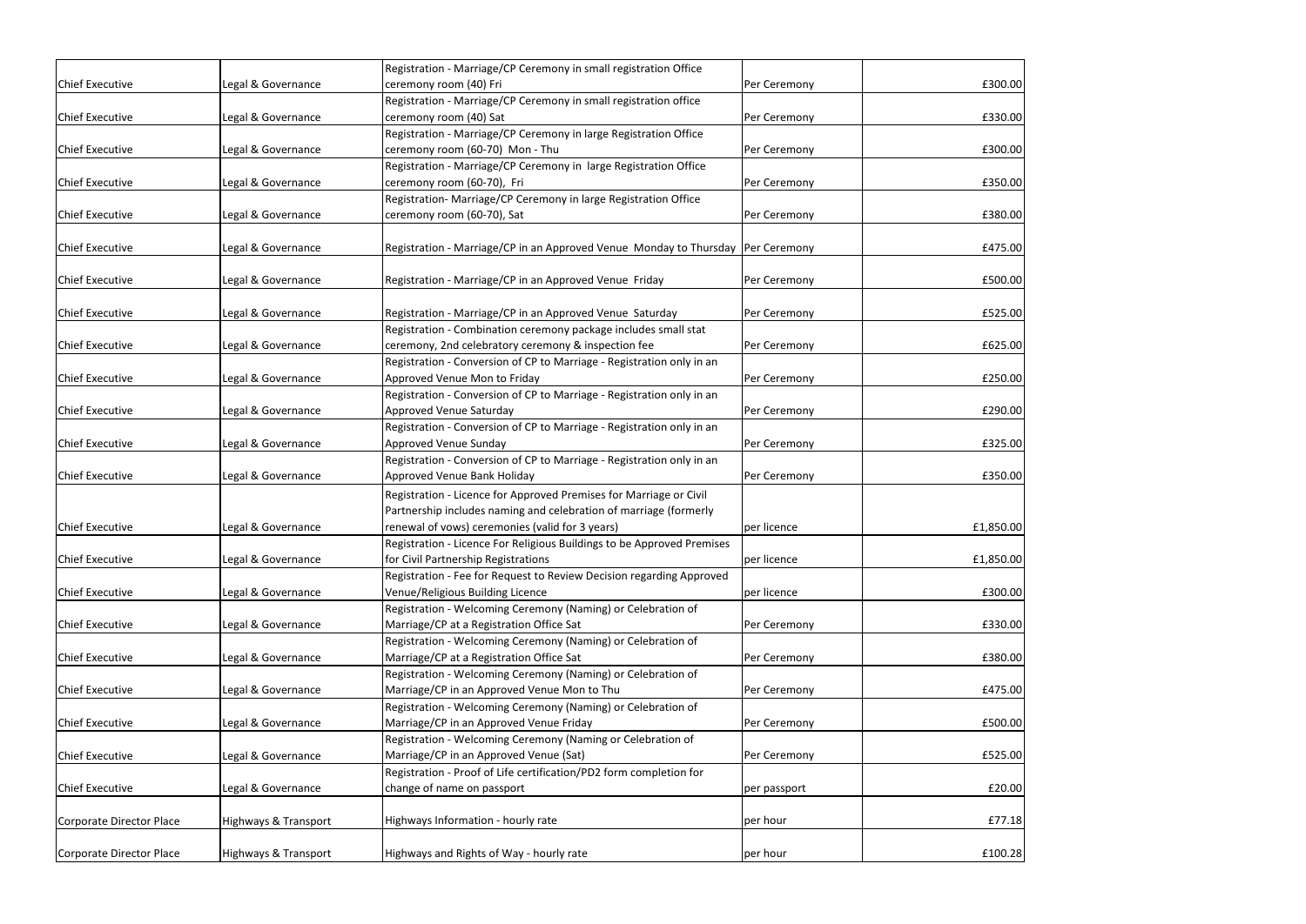| | | | | |
|---|---|---|---|---|
| Chief Executive | Legal & Governance | Registration - Marriage/CP Ceremony in small registration Office ceremony room (40) Fri | Per Ceremony | £300.00 |
| Chief Executive | Legal & Governance | Registration - Marriage/CP Ceremony in small registration office ceremony room (40) Sat | Per Ceremony | £330.00 |
| Chief Executive | Legal & Governance | Registration - Marriage/CP Ceremony in large Registration Office ceremony room (60-70) Mon - Thu | Per Ceremony | £300.00 |
| Chief Executive | Legal & Governance | Registration - Marriage/CP Ceremony in large Registration Office ceremony room (60-70), Fri | Per Ceremony | £350.00 |
| Chief Executive | Legal & Governance | Registration- Marriage/CP Ceremony in large Registration Office ceremony room (60-70), Sat | Per Ceremony | £380.00 |
| Chief Executive | Legal & Governance | Registration - Marriage/CP in an Approved Venue Monday to Thursday | Per Ceremony | £475.00 |
| Chief Executive | Legal & Governance | Registration - Marriage/CP in an Approved Venue Friday | Per Ceremony | £500.00 |
| Chief Executive | Legal & Governance | Registration - Marriage/CP in an Approved Venue Saturday | Per Ceremony | £525.00 |
| Chief Executive | Legal & Governance | Registration - Combination ceremony package includes small stat ceremony, 2nd celebratory ceremony & inspection fee | Per Ceremony | £625.00 |
| Chief Executive | Legal & Governance | Registration - Conversion of CP to Marriage - Registration only in an Approved Venue Mon to Friday | Per Ceremony | £250.00 |
| Chief Executive | Legal & Governance | Registration - Conversion of CP to Marriage - Registration only in an Approved Venue Saturday | Per Ceremony | £290.00 |
| Chief Executive | Legal & Governance | Registration - Conversion of CP to Marriage - Registration only in an Approved Venue Sunday | Per Ceremony | £325.00 |
| Chief Executive | Legal & Governance | Registration - Conversion of CP to Marriage - Registration only in an Approved Venue Bank Holiday | Per Ceremony | £350.00 |
| Chief Executive | Legal & Governance | Registration - Licence for Approved Premises for Marriage or Civil Partnership includes naming and celebration of marriage (formerly renewal of vows) ceremonies (valid for 3 years) | per licence | £1,850.00 |
| Chief Executive | Legal & Governance | Registration - Licence For Religious Buildings to be Approved Premises for Civil Partnership Registrations | per licence | £1,850.00 |
| Chief Executive | Legal & Governance | Registration - Fee for Request to Review Decision regarding Approved Venue/Religious Building Licence | per licence | £300.00 |
| Chief Executive | Legal & Governance | Registration - Welcoming Ceremony (Naming) or Celebration of Marriage/CP at a Registration Office Sat | Per Ceremony | £330.00 |
| Chief Executive | Legal & Governance | Registration - Welcoming Ceremony (Naming) or Celebration of Marriage/CP at a Registration Office Sat | Per Ceremony | £380.00 |
| Chief Executive | Legal & Governance | Registration - Welcoming Ceremony (Naming) or Celebration of Marriage/CP in an Approved Venue Mon to Thu | Per Ceremony | £475.00 |
| Chief Executive | Legal & Governance | Registration - Welcoming Ceremony (Naming) or Celebration of Marriage/CP in an Approved Venue Friday | Per Ceremony | £500.00 |
| Chief Executive | Legal & Governance | Registration - Welcoming Ceremony (Naming or Celebration of Marriage/CP in an Approved Venue (Sat) | Per Ceremony | £525.00 |
| Chief Executive | Legal & Governance | Registration - Proof of Life certification/PD2 form completion for change of name on passport | per passport | £20.00 |
| Corporate Director Place | Highways & Transport | Highways Information - hourly rate | per hour | £77.18 |
| Corporate Director Place | Highways & Transport | Highways and Rights of Way - hourly rate | per hour | £100.28 |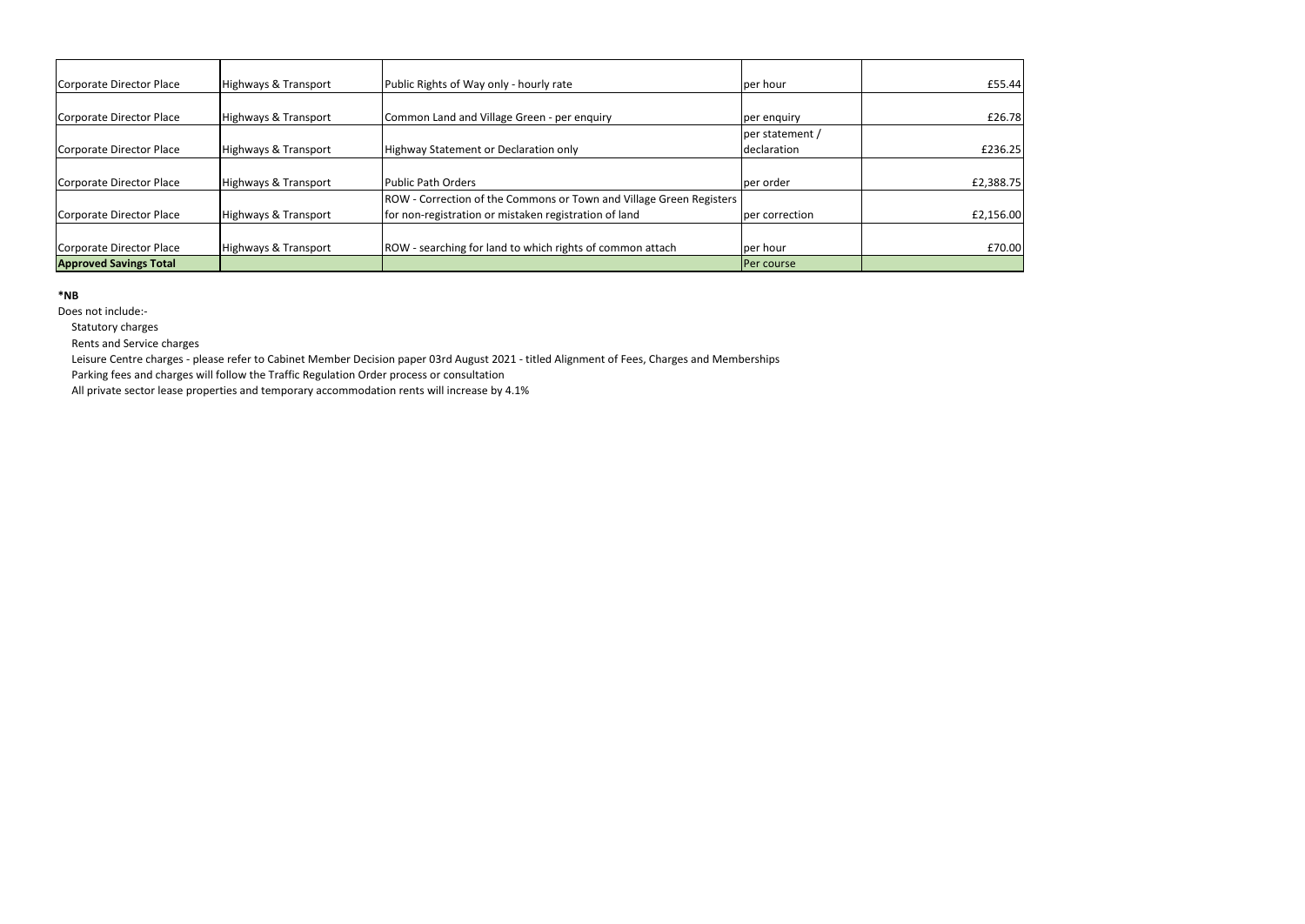| | | | | |
|---|---|---|---|---|
| Corporate Director Place | Highways & Transport | Public Rights of Way only - hourly rate | per hour | £55.44 |
| Corporate Director Place | Highways & Transport | Common Land and Village Green - per enquiry | per enquiry | £26.78 |
| Corporate Director Place | Highways & Transport | Highway Statement or Declaration only | per statement / declaration | £236.25 |
| Corporate Director Place | Highways & Transport | Public Path Orders | per order | £2,388.75 |
| Corporate Director Place | Highways & Transport | ROW - Correction of the Commons or Town and Village Green Registers for non-registration or mistaken registration of land | per correction | £2,156.00 |
| Corporate Director Place | Highways & Transport | ROW - searching for land to which rights of common attach | per hour | £70.00 |
| **Approved Savings Total** | | | Per course | |

**\*NB**

Does not include:-

Statutory charges

Rents and Service charges

Leisure Centre charges - please refer to Cabinet Member Decision paper 03rd August 2021 - titled Alignment of Fees, Charges and Memberships

Parking fees and charges will follow the Traffic Regulation Order process or consultation

All private sector lease properties and temporary accommodation rents will increase by 4.1%